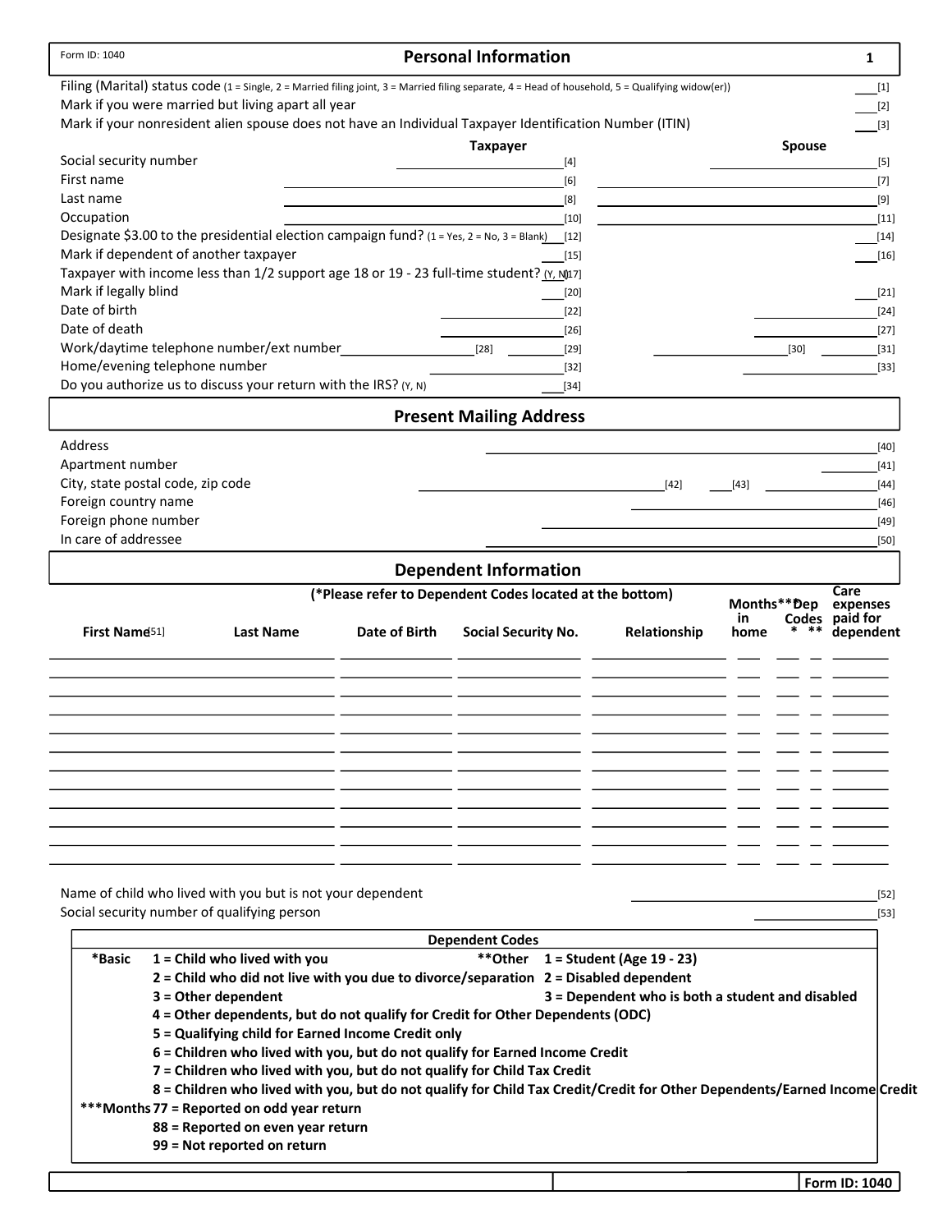Form ID: 1040

# Personal Information

Filing (Marital) status code (1 = Single, 2 = Married filing joint, 3 = Married filing separate, 4 = Head of household, 5 = Qualifying widow(er)) ___[1]

Mark if you were married but living apart all year ___[2]

Mark if your nonresident alien spouse does not have an Individual Taxpayer Identification Number (ITIN) ___[3]

| | Taxpayer | Spouse |
|---|---|---|
| Social security number | ______[4] | ______[5] |
| First name | ______[6] | ______[7] |
| Last name | ______[8] | ______[9] |
| Occupation | ______[10] | ______[11] |
| Designate $3.00 to the presidential election campaign fund? (1 = Yes, 2 = No, 3 = Blank) | ___[12] | ___[14] |
| Mark if dependent of another taxpayer | ___[15] | ___[16] |
| Taxpayer with income less than 1/2 support age 18 or 19 - 23 full-time student? (Y, N) | [17] | |
| Mark if legally blind | ___[20] | ___[21] |
| Date of birth | ______[22] | ______[24] |
| Date of death | ______[26] | ______[27] |
| Work/daytime telephone number/ext number | ______[28] ______[29] | ______[30] ______[31] |
| Home/evening telephone number | ______[32] | ______[33] |
| Do you authorize us to discuss your return with the IRS? (Y, N) | ___[34] | |

# Present Mailing Address

Address ______[40]

Apartment number ______[41]

City, state postal code, zip code ______[42] ___[43] ______[44]

Foreign country name ______[46]

Foreign phone number ______[49]

In care of addressee ______[50]

# Dependent Information

(*Please refer to Dependent Codes located at the bottom)

| First Name[51] | Last Name | Date of Birth | Social Security No. | Relationship | Months*** in home | Dep Codes * | Dep Codes ** | Care expenses paid for dependent |
|---|---|---|---|---|---|---|---|---|
| | | | | | | | | |
| | | | | | | | | |
| | | | | | | | | |
| | | | | | | | | |
| | | | | | | | | |
| | | | | | | | | |
| | | | | | | | | |
| | | | | | | | | |
| | | | | | | | | |
| | | | | | | | | |
| | | | | | | | | |

Name of child who lived with you but is not your dependent ______[52]

Social security number of qualifying person ______[53]

**Dependent Codes**

**\*Basic**
- **1 = Child who lived with you**
- **2 = Child who did not live with you due to divorce/separation**
- **3 = Other dependent**
- **4 = Other dependents, but do not qualify for Credit for Other Dependents (ODC)**
- **5 = Qualifying child for Earned Income Credit only**
- **6 = Children who lived with you, but do not qualify for Earned Income Credit**
- **7 = Children who lived with you, but do not qualify for Child Tax Credit**
- **8 = Children who lived with you, but do not qualify for Child Tax Credit/Credit for Other Dependents/Earned Income Credit**

**\*\*Other**
- **1 = Student (Age 19 - 23)**
- **2 = Disabled dependent**
- **3 = Dependent who is both a student and disabled**

**\*\*\*Months**
- **77 = Reported on odd year return**
- **88 = Reported on even year return**
- **99 = Not reported on return**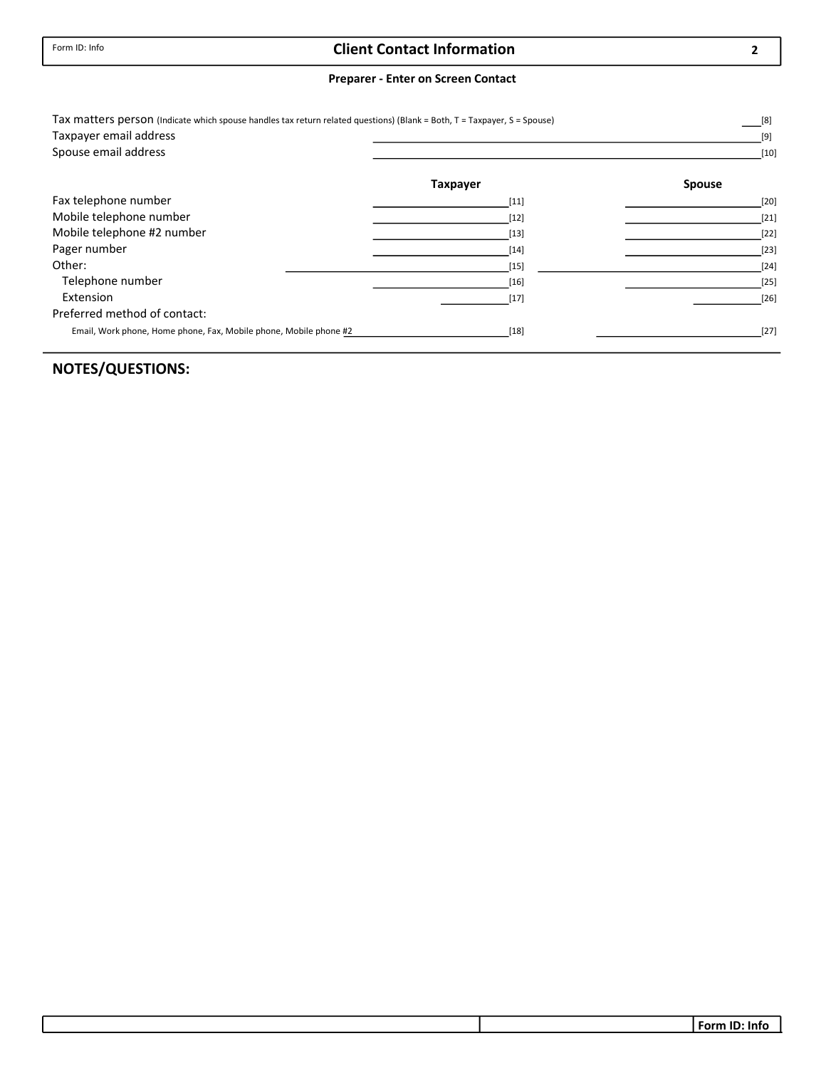# Client Contact Information

**Preparer - Enter on Screen Contact**

Tax matters person (Indicate which spouse handles tax return related questions) (Blank = Both, T = Taxpayer, S = Spouse) ____ [8]

Taxpayer email address ____________________ [9]

Spouse email address ____________________ [10]

| | Taxpayer | Spouse |
|---|---|---|
| Fax telephone number | ________ [11] | ________ [20] |
| Mobile telephone number | ________ [12] | ________ [21] |
| Mobile telephone #2 number | ________ [13] | ________ [22] |
| Pager number | ________ [14] | ________ [23] |
| Other: | ________ [15] | ________ [24] |
| Telephone number | ________ [16] | ________ [25] |
| Extension | ________ [17] | ________ [26] |
| Preferred method of contact: | | |
| Email, Work phone, Home phone, Fax, Mobile phone, Mobile phone #2 | ________ [18] | ________ [27] |

## NOTES/QUESTIONS: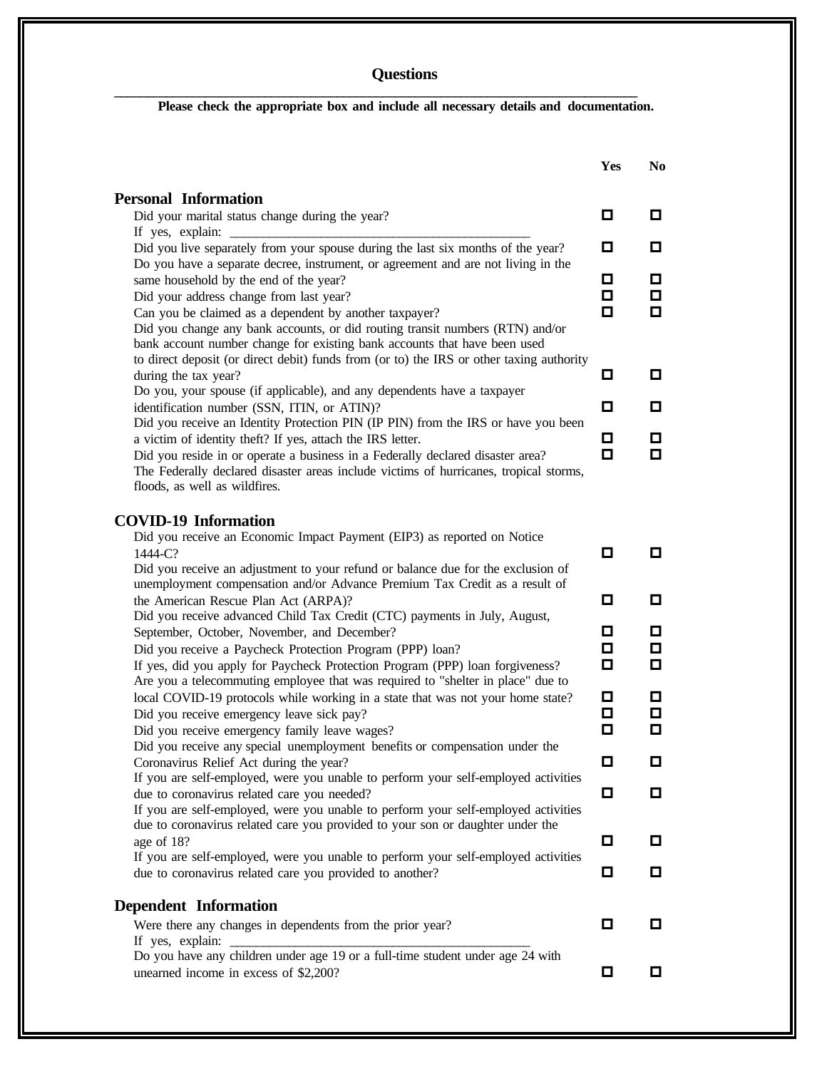# Questions

**Please check the appropriate box and include all necessary details and documentation.**

| | Yes | No |
|---|---|---|
| **Personal Information** | | |
| Did your marital status change during the year? | ☐ | ☐ |
| If yes, explain: _______________________________________________ | | |
| Did you live separately from your spouse during the last six months of the year? | ☐ | ☐ |
| Do you have a separate decree, instrument, or agreement and are not living in the same household by the end of the year? | ☐ | ☐ |
| Did your address change from last year? | ☐ | ☐ |
| Can you be claimed as a dependent by another taxpayer? | ☐ | ☐ |
| Did you change any bank accounts, or did routing transit numbers (RTN) and/or bank account number change for existing bank accounts that have been used to direct deposit (or direct debit) funds from (or to) the IRS or other taxing authority during the tax year? | ☐ | ☐ |
| Do you, your spouse (if applicable), and any dependents have a taxpayer identification number (SSN, ITIN, or ATIN)? | ☐ | ☐ |
| Did you receive an Identity Protection PIN (IP PIN) from the IRS or have you been a victim of identity theft? If yes, attach the IRS letter. | ☐ | ☐ |
| Did you reside in or operate a business in a Federally declared disaster area? The Federally declared disaster areas include victims of hurricanes, tropical storms, floods, as well as wildfires. | ☐ | ☐ |
| **COVID-19 Information** | | |
| Did you receive an Economic Impact Payment (EIP3) as reported on Notice 1444-C? | ☐ | ☐ |
| Did you receive an adjustment to your refund or balance due for the exclusion of unemployment compensation and/or Advance Premium Tax Credit as a result of the American Rescue Plan Act (ARPA)? | ☐ | ☐ |
| Did you receive advanced Child Tax Credit (CTC) payments in July, August, September, October, November, and December? | ☐ | ☐ |
| Did you receive a Paycheck Protection Program (PPP) loan? | ☐ | ☐ |
| If yes, did you apply for Paycheck Protection Program (PPP) loan forgiveness? | ☐ | ☐ |
| Are you a telecommuting employee that was required to "shelter in place" due to local COVID-19 protocols while working in a state that was not your home state? | ☐ | ☐ |
| Did you receive emergency leave sick pay? | ☐ | ☐ |
| Did you receive emergency family leave wages? | ☐ | ☐ |
| Did you receive any special unemployment benefits or compensation under the Coronavirus Relief Act during the year? | ☐ | ☐ |
| If you are self-employed, were you unable to perform your self-employed activities due to coronavirus related care you needed? | ☐ | ☐ |
| If you are self-employed, were you unable to perform your self-employed activities due to coronavirus related care you provided to your son or daughter under the age of 18? | ☐ | ☐ |
| If you are self-employed, were you unable to perform your self-employed activities due to coronavirus related care you provided to another? | ☐ | ☐ |
| **Dependent Information** | | |
| Were there any changes in dependents from the prior year? | ☐ | ☐ |
| If yes, explain: _______________________________________________ | | |
| Do you have any children under age 19 or a full-time student under age 24 with unearned income in excess of $2,200? | ☐ | ☐ |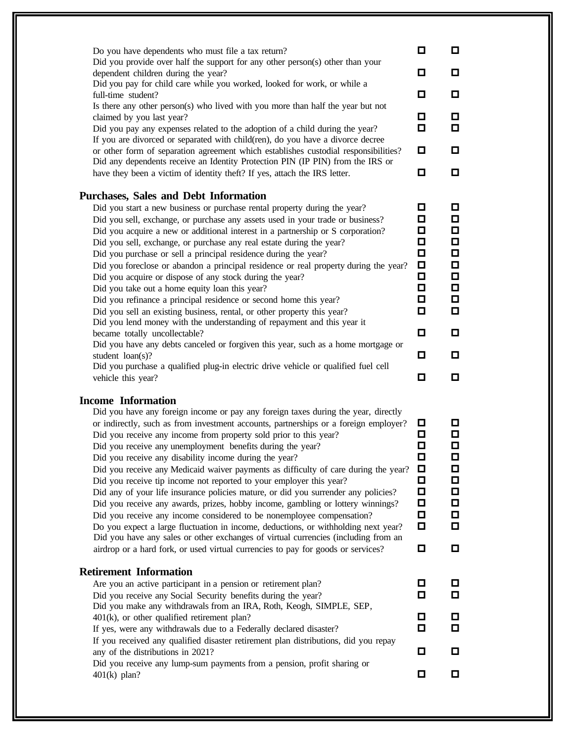| | | |
|---|---|---|
| Do you have dependents who must file a tax return? | ☐ | ☐ |
| Did you provide over half the support for any other person(s) other than your dependent children during the year? | ☐ | ☐ |
| Did you pay for child care while you worked, looked for work, or while a full-time student? | ☐ | ☐ |
| Is there any other person(s) who lived with you more than half the year but not claimed by you last year? | ☐ | ☐ |
| Did you pay any expenses related to the adoption of a child during the year? | ☐ | ☐ |
| If you are divorced or separated with child(ren), do you have a divorce decree or other form of separation agreement which establishes custodial responsibilities? | ☐ | ☐ |
| Did any dependents receive an Identity Protection PIN (IP PIN) from the IRS or have they been a victim of identity theft? If yes, attach the IRS letter. | ☐ | ☐ |

## Purchases, Sales and Debt Information

| | | |
|---|---|---|
| Did you start a new business or purchase rental property during the year? | ☐ | ☐ |
| Did you sell, exchange, or purchase any assets used in your trade or business? | ☐ | ☐ |
| Did you acquire a new or additional interest in a partnership or S corporation? | ☐ | ☐ |
| Did you sell, exchange, or purchase any real estate during the year? | ☐ | ☐ |
| Did you purchase or sell a principal residence during the year? | ☐ | ☐ |
| Did you foreclose or abandon a principal residence or real property during the year? | ☐ | ☐ |
| Did you acquire or dispose of any stock during the year? | ☐ | ☐ |
| Did you take out a home equity loan this year? | ☐ | ☐ |
| Did you refinance a principal residence or second home this year? | ☐ | ☐ |
| Did you sell an existing business, rental, or other property this year? | ☐ | ☐ |
| Did you lend money with the understanding of repayment and this year it became totally uncollectable? | ☐ | ☐ |
| Did you have any debts canceled or forgiven this year, such as a home mortgage or student loan(s)? | ☐ | ☐ |
| Did you purchase a qualified plug-in electric drive vehicle or qualified fuel cell vehicle this year? | ☐ | ☐ |

## Income Information

| | | |
|---|---|---|
| Did you have any foreign income or pay any foreign taxes during the year, directly or indirectly, such as from investment accounts, partnerships or a foreign employer? | ☐ | ☐ |
| Did you receive any income from property sold prior to this year? | ☐ | ☐ |
| Did you receive any unemployment benefits during the year? | ☐ | ☐ |
| Did you receive any disability income during the year? | ☐ | ☐ |
| Did you receive any Medicaid waiver payments as difficulty of care during the year? | ☐ | ☐ |
| Did you receive tip income not reported to your employer this year? | ☐ | ☐ |
| Did any of your life insurance policies mature, or did you surrender any policies? | ☐ | ☐ |
| Did you receive any awards, prizes, hobby income, gambling or lottery winnings? | ☐ | ☐ |
| Did you receive any income considered to be nonemployee compensation? | ☐ | ☐ |
| Do you expect a large fluctuation in income, deductions, or withholding next year? | ☐ | ☐ |
| Did you have any sales or other exchanges of virtual currencies (including from an airdrop or a hard fork, or used virtual currencies to pay for goods or services? | ☐ | ☐ |

## Retirement Information

| | | |
|---|---|---|
| Are you an active participant in a pension or retirement plan? | ☐ | ☐ |
| Did you receive any Social Security benefits during the year? | ☐ | ☐ |
| Did you make any withdrawals from an IRA, Roth, Keogh, SIMPLE, SEP, 401(k), or other qualified retirement plan? | ☐ | ☐ |
| If yes, were any withdrawals due to a Federally declared disaster? | ☐ | ☐ |
| If you received any qualified disaster retirement plan distributions, did you repay any of the distributions in 2021? | ☐ | ☐ |
| Did you receive any lump-sum payments from a pension, profit sharing or 401(k) plan? | ☐ | ☐ |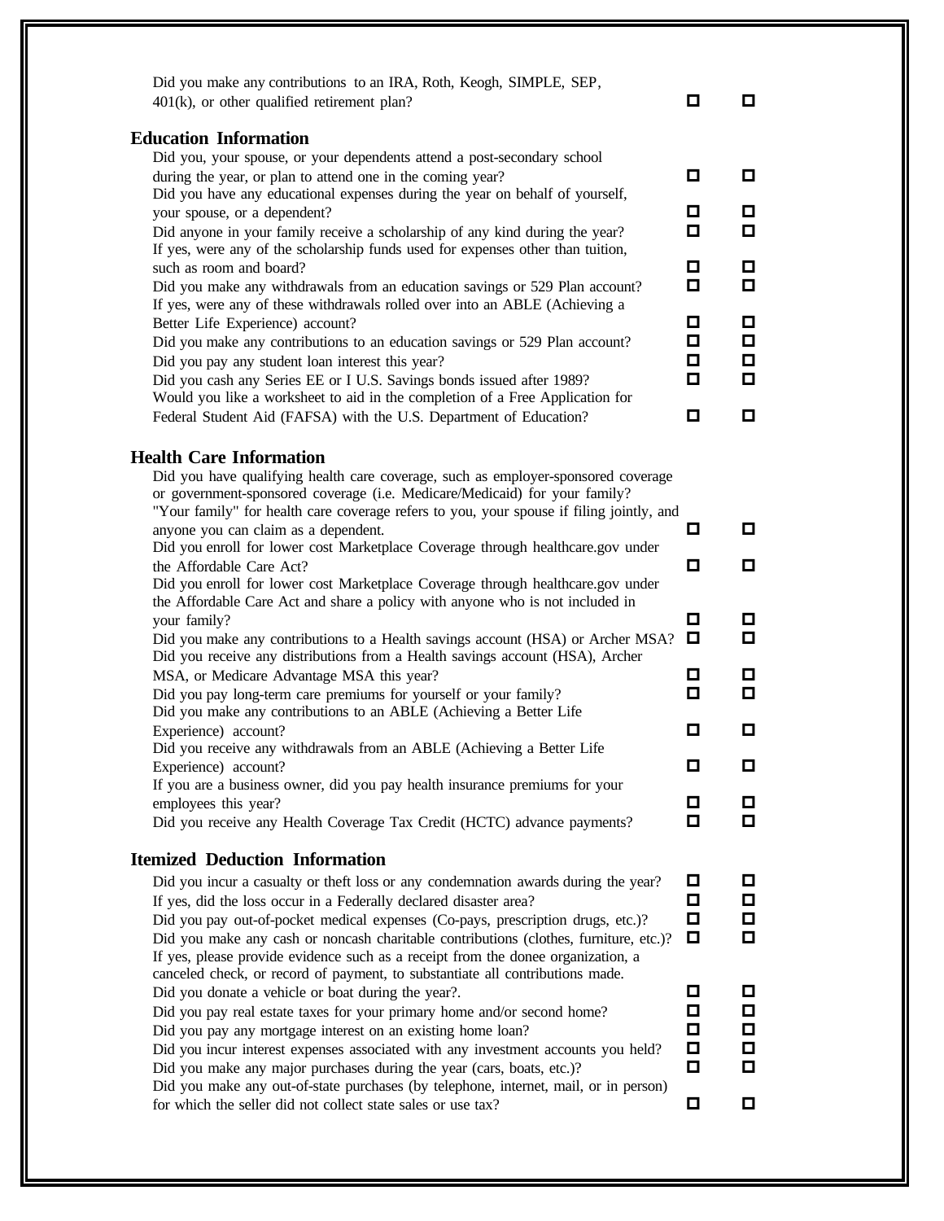| | | |
|---|---|---|
| Did you make any contributions to an IRA, Roth, Keogh, SIMPLE, SEP, 401(k), or other qualified retirement plan? | ☐ | ☐ |

## Education Information

| | | |
|---|---|---|
| Did you, your spouse, or your dependents attend a post-secondary school during the year, or plan to attend one in the coming year? | ☐ | ☐ |
| Did you have any educational expenses during the year on behalf of yourself, your spouse, or a dependent? | ☐ | ☐ |
| Did anyone in your family receive a scholarship of any kind during the year? | ☐ | ☐ |
| If yes, were any of the scholarship funds used for expenses other than tuition, such as room and board? | ☐ | ☐ |
| Did you make any withdrawals from an education savings or 529 Plan account? | ☐ | ☐ |
| If yes, were any of these withdrawals rolled over into an ABLE (Achieving a Better Life Experience) account? | ☐ | ☐ |
| Did you make any contributions to an education savings or 529 Plan account? | ☐ | ☐ |
| Did you pay any student loan interest this year? | ☐ | ☐ |
| Did you cash any Series EE or I U.S. Savings bonds issued after 1989? | ☐ | ☐ |
| Would you like a worksheet to aid in the completion of a Free Application for Federal Student Aid (FAFSA) with the U.S. Department of Education? | ☐ | ☐ |

## Health Care Information

| | | |
|---|---|---|
| Did you have qualifying health care coverage, such as employer-sponsored coverage or government-sponsored coverage (i.e. Medicare/Medicaid) for your family? "Your family" for health care coverage refers to you, your spouse if filing jointly, and anyone you can claim as a dependent. | ☐ | ☐ |
| Did you enroll for lower cost Marketplace Coverage through healthcare.gov under the Affordable Care Act? | ☐ | ☐ |
| Did you enroll for lower cost Marketplace Coverage through healthcare.gov under the Affordable Care Act and share a policy with anyone who is not included in your family? | ☐ | ☐ |
| Did you make any contributions to a Health savings account (HSA) or Archer MSA? | ☐ | ☐ |
| Did you receive any distributions from a Health savings account (HSA), Archer MSA, or Medicare Advantage MSA this year? | ☐ | ☐ |
| Did you pay long-term care premiums for yourself or your family? | ☐ | ☐ |
| Did you make any contributions to an ABLE (Achieving a Better Life Experience) account? | ☐ | ☐ |
| Did you receive any withdrawals from an ABLE (Achieving a Better Life Experience) account? | ☐ | ☐ |
| If you are a business owner, did you pay health insurance premiums for your employees this year? | ☐ | ☐ |
| Did you receive any Health Coverage Tax Credit (HCTC) advance payments? | ☐ | ☐ |

## Itemized Deduction Information

| | | |
|---|---|---|
| Did you incur a casualty or theft loss or any condemnation awards during the year? | ☐ | ☐ |
| If yes, did the loss occur in a Federally declared disaster area? | ☐ | ☐ |
| Did you pay out-of-pocket medical expenses (Co-pays, prescription drugs, etc.)? | ☐ | ☐ |
| Did you make any cash or noncash charitable contributions (clothes, furniture, etc.)? If yes, please provide evidence such as a receipt from the donee organization, a canceled check, or record of payment, to substantiate all contributions made. | ☐ | ☐ |
| Did you donate a vehicle or boat during the year?. | ☐ | ☐ |
| Did you pay real estate taxes for your primary home and/or second home? | ☐ | ☐ |
| Did you pay any mortgage interest on an existing home loan? | ☐ | ☐ |
| Did you incur interest expenses associated with any investment accounts you held? | ☐ | ☐ |
| Did you make any major purchases during the year (cars, boats, etc.)? | ☐ | ☐ |
| Did you make any out-of-state purchases (by telephone, internet, mail, or in person) for which the seller did not collect state sales or use tax? | ☐ | ☐ |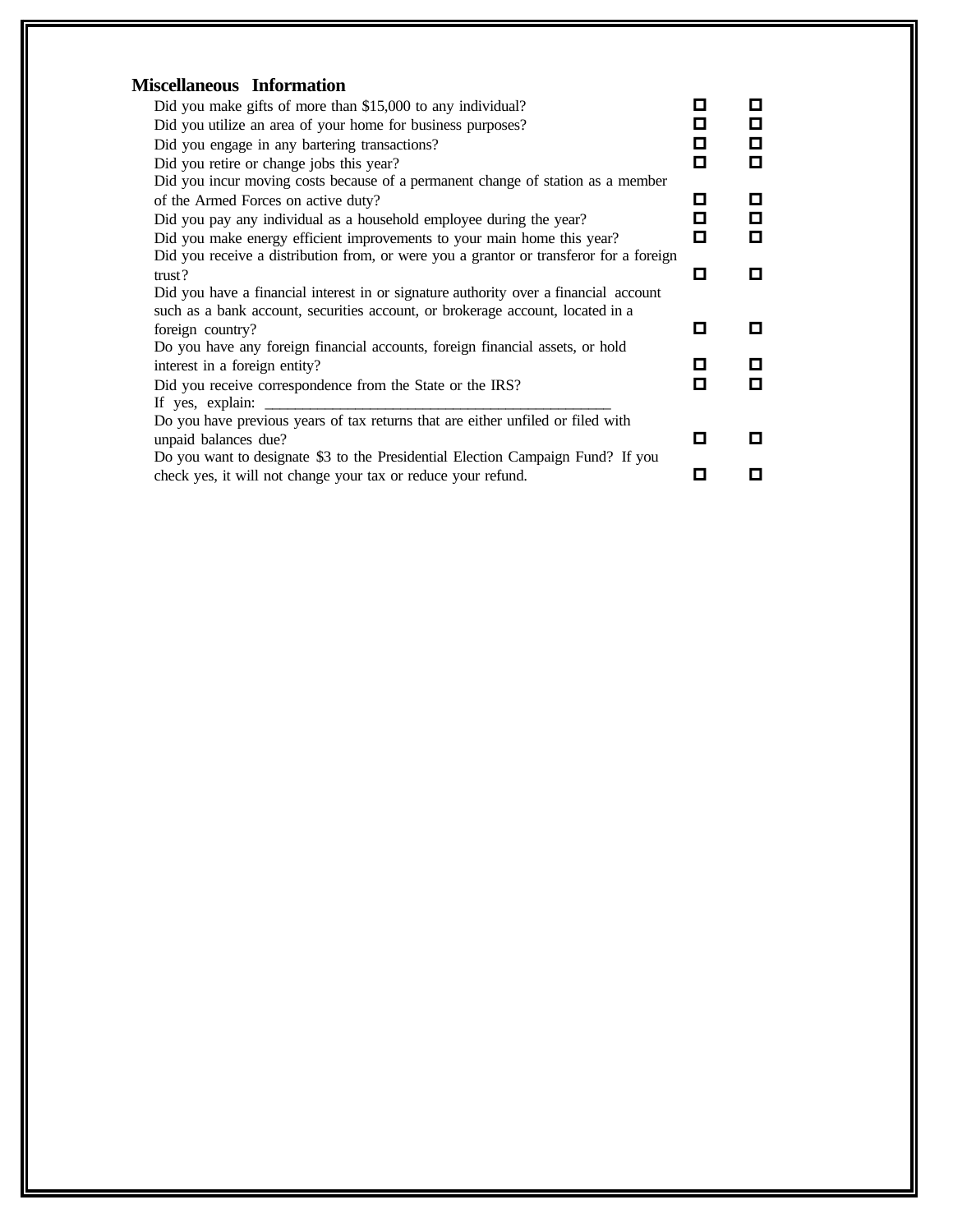## Miscellaneous Information

| Question | | |
|---|---|---|
| Did you make gifts of more than $15,000 to any individual? | ☐ | ☐ |
| Did you utilize an area of your home for business purposes? | ☐ | ☐ |
| Did you engage in any bartering transactions? | ☐ | ☐ |
| Did you retire or change jobs this year? | ☐ | ☐ |
| Did you incur moving costs because of a permanent change of station as a member of the Armed Forces on active duty? | ☐ | ☐ |
| Did you pay any individual as a household employee during the year? | ☐ | ☐ |
| Did you make energy efficient improvements to your main home this year? | ☐ | ☐ |
| Did you receive a distribution from, or were you a grantor or transferor for a foreign trust? | ☐ | ☐ |
| Did you have a financial interest in or signature authority over a financial account such as a bank account, securities account, or brokerage account, located in a foreign country? | ☐ | ☐ |
| Do you have any foreign financial accounts, foreign financial assets, or hold interest in a foreign entity? | ☐ | ☐ |
| Did you receive correspondence from the State or the IRS? If yes, explain: ______________________________________________ | ☐ | ☐ |
| Do you have previous years of tax returns that are either unfiled or filed with unpaid balances due? | ☐ | ☐ |
| Do you want to designate $3 to the Presidential Election Campaign Fund? If you check yes, it will not change your tax or reduce your refund. | ☐ | ☐ |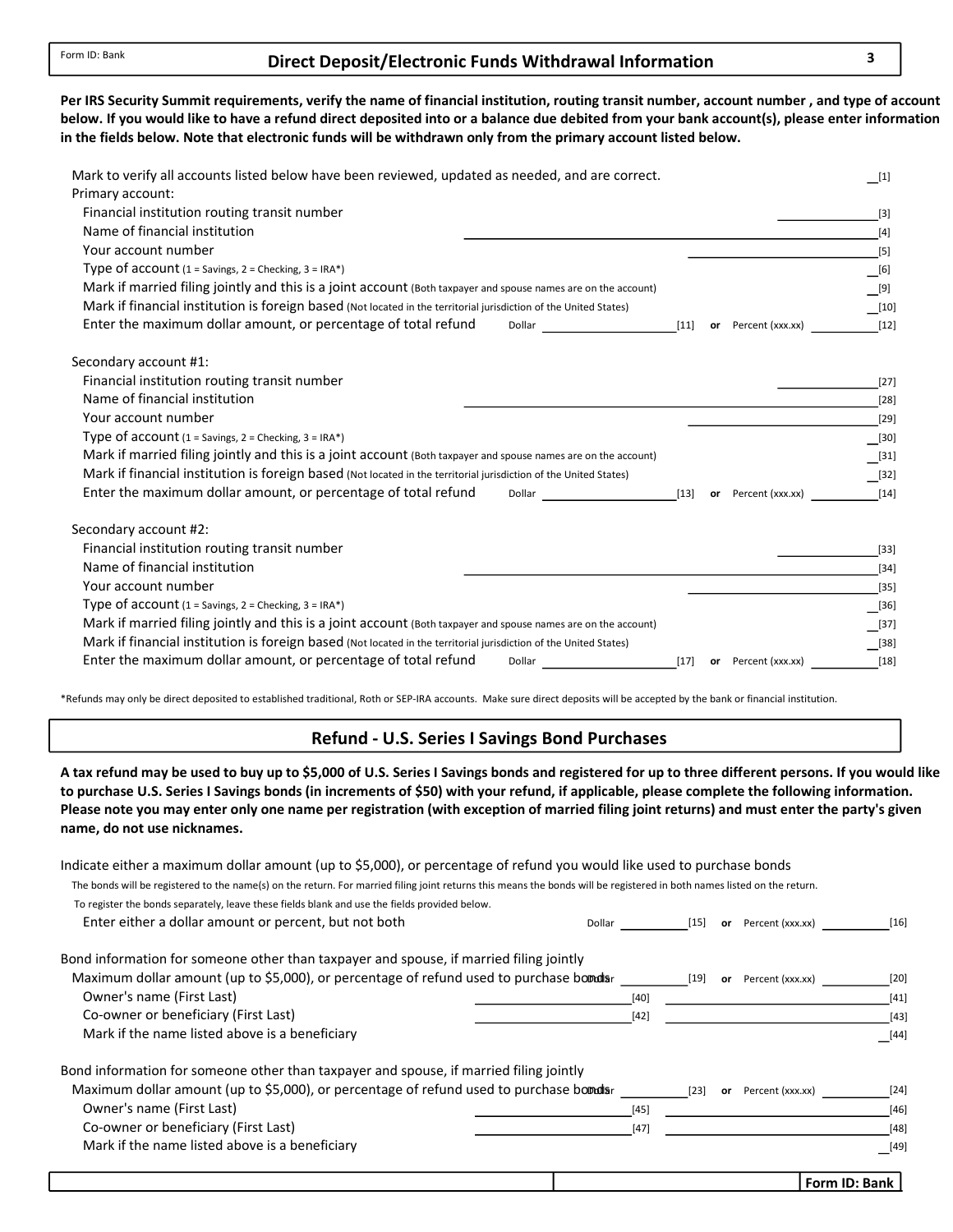Form ID: Bank

## Direct Deposit/Electronic Funds Withdrawal Information

**Per IRS Security Summit requirements, verify the name of financial institution, routing transit number, account number , and type of account below. If you would like to have a refund direct deposited into or a balance due debited from your bank account(s), please enter information in the fields below. Note that electronic funds will be withdrawn only from the primary account listed below.**

Mark to verify all accounts listed below have been reviewed, updated as needed, and are correct. __[1]

Primary account:

- Financial institution routing transit number ______________[3]
- Name of financial institution ______________[4]
- Your account number ______________[5]
- Type of account (1 = Savings, 2 = Checking, 3 = IRA*) __[6]
- Mark if married filing jointly and this is a joint account (Both taxpayer and spouse names are on the account) __[9]
- Mark if financial institution is foreign based (Not located in the territorial jurisdiction of the United States) __[10]
- Enter the maximum dollar amount, or percentage of total refund Dollar ______________[11] **or** Percent (xxx.xx) ______________[12]

Secondary account #1:

- Financial institution routing transit number ______________[27]
- Name of financial institution ______________[28]
- Your account number ______________[29]
- Type of account (1 = Savings, 2 = Checking, 3 = IRA*) __[30]
- Mark if married filing jointly and this is a joint account (Both taxpayer and spouse names are on the account) __[31]
- Mark if financial institution is foreign based (Not located in the territorial jurisdiction of the United States) __[32]
- Enter the maximum dollar amount, or percentage of total refund Dollar ______________[13] **or** Percent (xxx.xx) ______________[14]

Secondary account #2:

- Financial institution routing transit number ______________[33]
- Name of financial institution ______________[34]
- Your account number ______________[35]
- Type of account (1 = Savings, 2 = Checking, 3 = IRA*) __[36]
- Mark if married filing jointly and this is a joint account (Both taxpayer and spouse names are on the account) __[37]
- Mark if financial institution is foreign based (Not located in the territorial jurisdiction of the United States) __[38]
- Enter the maximum dollar amount, or percentage of total refund Dollar ______________[17] **or** Percent (xxx.xx) ______________[18]

*Refunds may only be direct deposited to established traditional, Roth or SEP-IRA accounts. Make sure direct deposits will be accepted by the bank or financial institution.

## Refund - U.S. Series I Savings Bond Purchases

**A tax refund may be used to buy up to $5,000 of U.S. Series I Savings bonds and registered for up to three different persons. If you would like to purchase U.S. Series I Savings bonds (in increments of $50) with your refund, if applicable, please complete the following information. Please note you may enter only one name per registration (with exception of married filing joint returns) and must enter the party's given name, do not use nicknames.**

Indicate either a maximum dollar amount (up to $5,000), or percentage of refund you would like used to purchase bonds

The bonds will be registered to the name(s) on the return. For married filing joint returns this means the bonds will be registered in both names listed on the return.

To register the bonds separately, leave these fields blank and use the fields provided below.

- Enter either a dollar amount or percent, but not both Dollar ______________[15] **or** Percent (xxx.xx) ______________[16]

Bond information for someone other than taxpayer and spouse, if married filing jointly

- Maximum dollar amount (up to $5,000), or percentage of refund used to purchase bonds Dollar ______________[19] **or** Percent (xxx.xx) ______________[20]
- Owner's name (First Last) ______________[40] ______________[41]
- Co-owner or beneficiary (First Last) ______________[42] ______________[43]
- Mark if the name listed above is a beneficiary __[44]

Bond information for someone other than taxpayer and spouse, if married filing jointly

- Maximum dollar amount (up to $5,000), or percentage of refund used to purchase bonds Dollar ______________[23] **or** Percent (xxx.xx) ______________[24]
- Owner's name (First Last) ______________[45] ______________[46]
- Co-owner or beneficiary (First Last) ______________[47] ______________[48]
- Mark if the name listed above is a beneficiary __[49]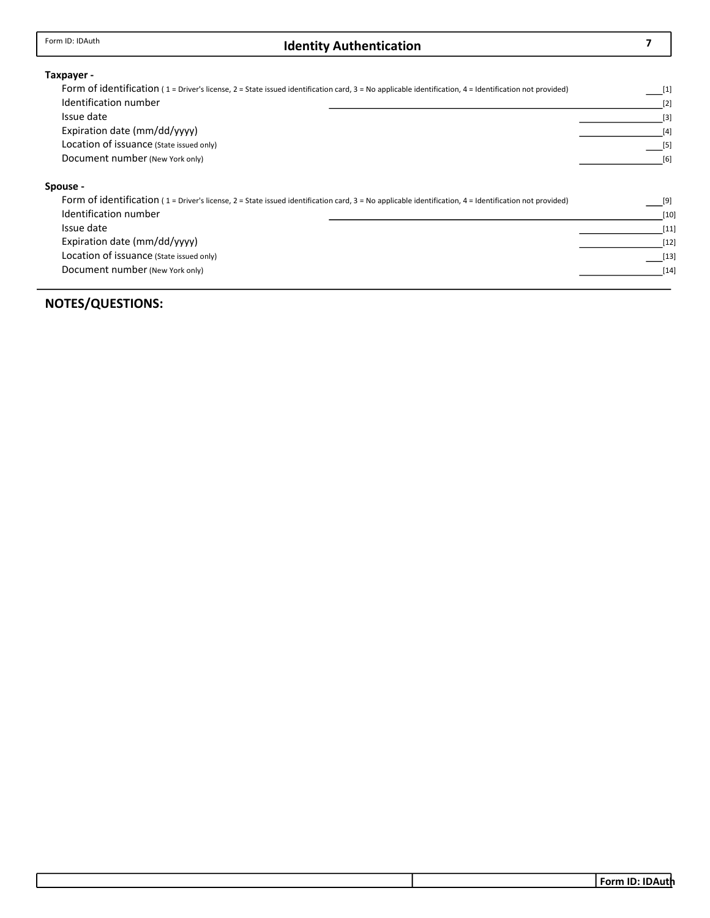Form ID: IDAuth

# Identity Authentication

**Taxpayer -**

Form of identification ( 1 = Driver's license, 2 = State issued identification card, 3 = No applicable identification, 4 = Identification not provided) ___[1]

Identification number ___[2]

Issue date ___[3]

Expiration date (mm/dd/yyyy) ___[4]

Location of issuance (State issued only) ___[5]

Document number (New York only) ___[6]

**Spouse -**

Form of identification ( 1 = Driver's license, 2 = State issued identification card, 3 = No applicable identification, 4 = Identification not provided) ___[9]

Identification number ___[10]

Issue date ___[11]

Expiration date (mm/dd/yyyy) ___[12]

Location of issuance (State issued only) ___[13]

Document number (New York only) ___[14]

## NOTES/QUESTIONS: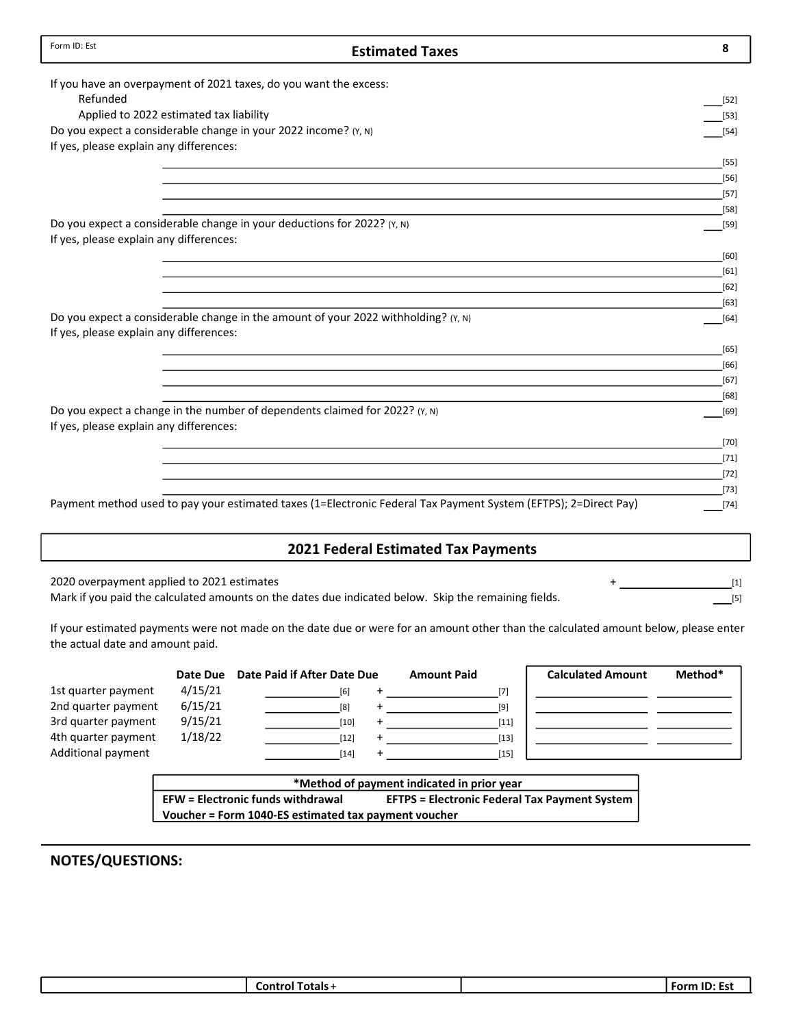Form ID: Est

# Estimated Taxes

If you have an overpayment of 2021 taxes, do you want the excess:

Refunded ___[52]

Applied to 2022 estimated tax liability ___[53]

Do you expect a considerable change in your 2022 income? (Y, N) ___[54]

If yes, please explain any differences:

___[55]

___[56]

___[57]

___[58]

Do you expect a considerable change in your deductions for 2022? (Y, N) ___[59]

If yes, please explain any differences:

___[60]

___[61]

___[62]

___[63]

Do you expect a considerable change in the amount of your 2022 withholding? (Y, N) ___[64]

If yes, please explain any differences:

___[65]

___[66]

___[67]

___[68]

Do you expect a change in the number of dependents claimed for 2022? (Y, N) ___[69]

If yes, please explain any differences:

___[70]

___[71]

___[72]

___[73]

Payment method used to pay your estimated taxes (1=Electronic Federal Tax Payment System (EFTPS); 2=Direct Pay) ___[74]

## 2021 Federal Estimated Tax Payments

2020 overpayment applied to 2021 estimates + ___[1]

Mark if you paid the calculated amounts on the dates due indicated below. Skip the remaining fields. ___[5]

If your estimated payments were not made on the date due or were for an amount other than the calculated amount below, please enter the actual date and amount paid.

| | Date Due | Date Paid if After Date Due | | Amount Paid | Calculated Amount | Method* |
|---|---|---|---|---|---|---|
| 1st quarter payment | 4/15/21 | ___[6] | + | ___[7] | | |
| 2nd quarter payment | 6/15/21 | ___[8] | + | ___[9] | | |
| 3rd quarter payment | 9/15/21 | ___[10] | + | ___[11] | | |
| 4th quarter payment | 1/18/22 | ___[12] | + | ___[13] | | |
| Additional payment | | ___[14] | + | ___[15] | | |

| *Method of payment indicated in prior year | |
|---|---|
| EFW = Electronic funds withdrawal | EFTPS = Electronic Federal Tax Payment System |
| Voucher = Form 1040-ES estimated tax payment voucher | |

## NOTES/QUESTIONS:

| | Control Totals + | | Form ID: Est |
|---|---|---|---|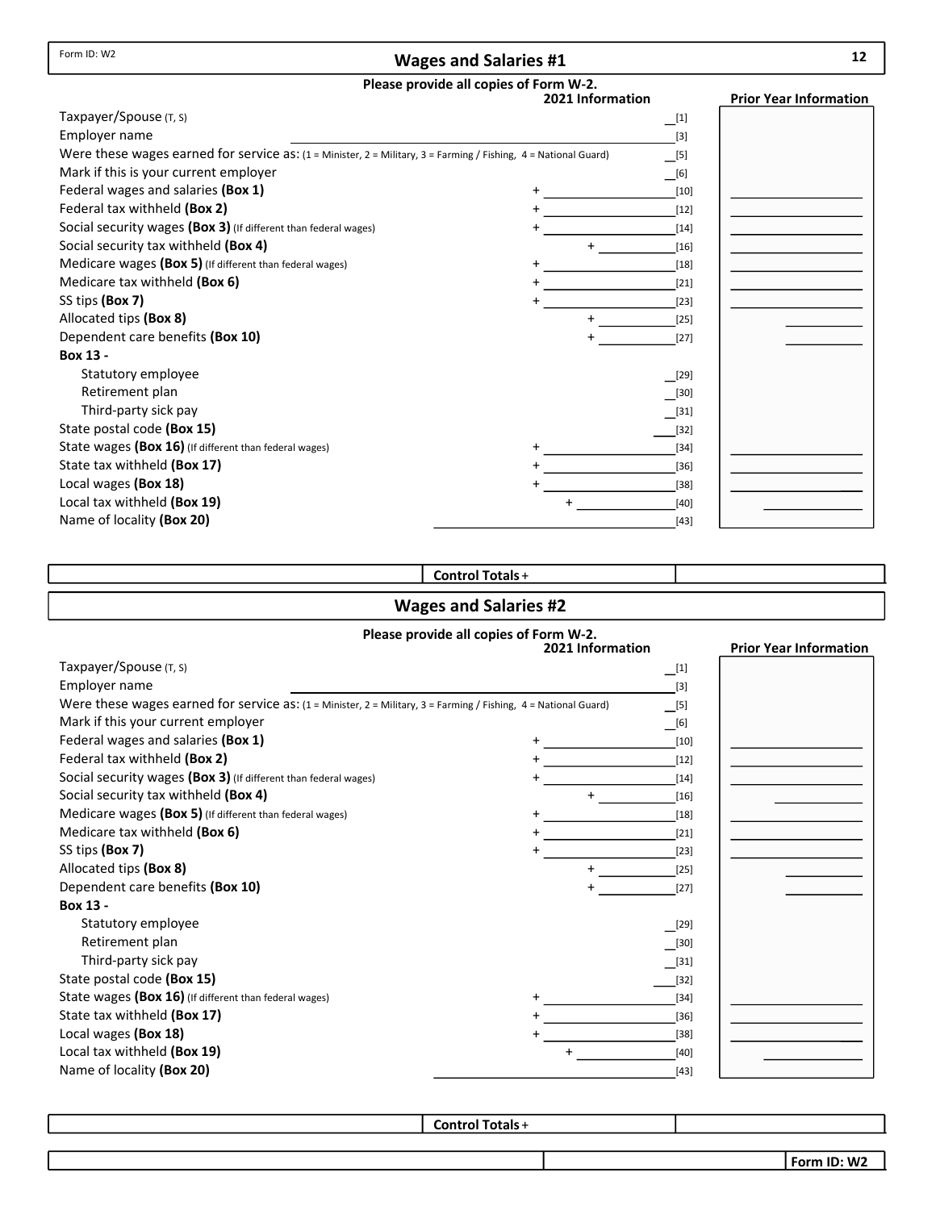Form ID: W2

## Wages and Salaries #1

**Please provide all copies of Form W-2.**

| | 2021 Information | | Prior Year Information |
|---|---|---|---|
| Taxpayer/Spouse (T, S) | | [1] | |
| Employer name | | [3] | |
| Were these wages earned for service as: (1 = Minister, 2 = Military, 3 = Farming / Fishing, 4 = National Guard) | | [5] | |
| Mark if this is your current employer | | [6] | |
| Federal wages and salaries **(Box 1)** | + | [10] | |
| Federal tax withheld **(Box 2)** | + | [12] | |
| Social security wages **(Box 3)** (If different than federal wages) | + | [14] | |
| Social security tax withheld **(Box 4)** | + | [16] | |
| Medicare wages **(Box 5)** (If different than federal wages) | + | [18] | |
| Medicare tax withheld **(Box 6)** | + | [21] | |
| SS tips **(Box 7)** | + | [23] | |
| Allocated tips **(Box 8)** | + | [25] | |
| Dependent care benefits **(Box 10)** | + | [27] | |
| **Box 13 -** | | | |
| Statutory employee | | [29] | |
| Retirement plan | | [30] | |
| Third-party sick pay | | [31] | |
| State postal code **(Box 15)** | | [32] | |
| State wages **(Box 16)** (If different than federal wages) | + | [34] | |
| State tax withheld **(Box 17)** | + | [36] | |
| Local wages **(Box 18)** | + | [38] | |
| Local tax withheld **(Box 19)** | + | [40] | |
| Name of locality **(Box 20)** | | [43] | |

**Control Totals** +

## Wages and Salaries #2

**Please provide all copies of Form W-2.**

| | 2021 Information | | Prior Year Information |
|---|---|---|---|
| Taxpayer/Spouse (T, S) | | [1] | |
| Employer name | | [3] | |
| Were these wages earned for service as: (1 = Minister, 2 = Military, 3 = Farming / Fishing, 4 = National Guard) | | [5] | |
| Mark if this your current employer | | [6] | |
| Federal wages and salaries **(Box 1)** | + | [10] | |
| Federal tax withheld **(Box 2)** | + | [12] | |
| Social security wages **(Box 3)** (If different than federal wages) | + | [14] | |
| Social security tax withheld **(Box 4)** | + | [16] | |
| Medicare wages **(Box 5)** (If different than federal wages) | + | [18] | |
| Medicare tax withheld **(Box 6)** | + | [21] | |
| SS tips **(Box 7)** | + | [23] | |
| Allocated tips **(Box 8)** | + | [25] | |
| Dependent care benefits **(Box 10)** | + | [27] | |
| **Box 13 -** | | | |
| Statutory employee | | [29] | |
| Retirement plan | | [30] | |
| Third-party sick pay | | [31] | |
| State postal code **(Box 15)** | | [32] | |
| State wages **(Box 16)** (If different than federal wages) | + | [34] | |
| State tax withheld **(Box 17)** | + | [36] | |
| Local wages **(Box 18)** | + | [38] | |
| Local tax withheld **(Box 19)** | + | [40] | |
| Name of locality **(Box 20)** | | [43] | |

**Control Totals** +

**Form ID: W2**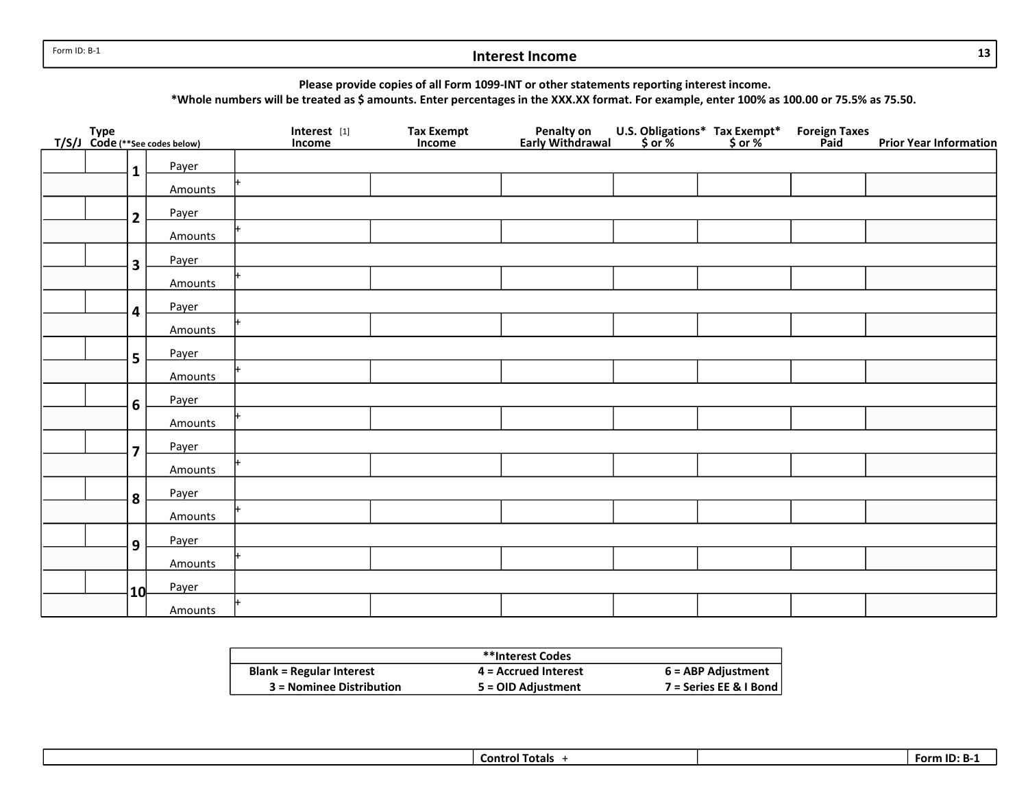Form ID: B-1

# Interest Income

**Please provide copies of all Form 1099-INT or other statements reporting interest income.**
**\*Whole numbers will be treated as $ amounts. Enter percentages in the XXX.XX format. For example, enter 100% as 100.00 or 75.5% as 75.50.**

| T/S/J | Type Code (**See codes below) | | | Interest [1] Income | Tax Exempt Income | Penalty on Early Withdrawal | U.S. Obligations* $ or % | Tax Exempt* $ or % | Foreign Taxes Paid | Prior Year Information |
|---|---|---|---|---|---|---|---|---|---|---|
| | | 1 | Payer | | | | | | | |
| | | | Amounts | + | | | | | | |
| | | 2 | Payer | | | | | | | |
| | | | Amounts | + | | | | | | |
| | | 3 | Payer | | | | | | | |
| | | | Amounts | + | | | | | | |
| | | 4 | Payer | | | | | | | |
| | | | Amounts | + | | | | | | |
| | | 5 | Payer | | | | | | | |
| | | | Amounts | + | | | | | | |
| | | 6 | Payer | | | | | | | |
| | | | Amounts | + | | | | | | |
| | | 7 | Payer | | | | | | | |
| | | | Amounts | + | | | | | | |
| | | 8 | Payer | | | | | | | |
| | | | Amounts | + | | | | | | |
| | | 9 | Payer | | | | | | | |
| | | | Amounts | + | | | | | | |
| | | 10 | Payer | | | | | | | |
| | | | Amounts | + | | | | | | |

| **Interest Codes | | |
|---|---|---|
| Blank = Regular Interest | 4 = Accrued Interest | 6 = ABP Adjustment |
| 3 = Nominee Distribution | 5 = OID Adjustment | 7 = Series EE & I Bond |

| | Control Totals + | | Form ID: B-1 |
|---|---|---|---|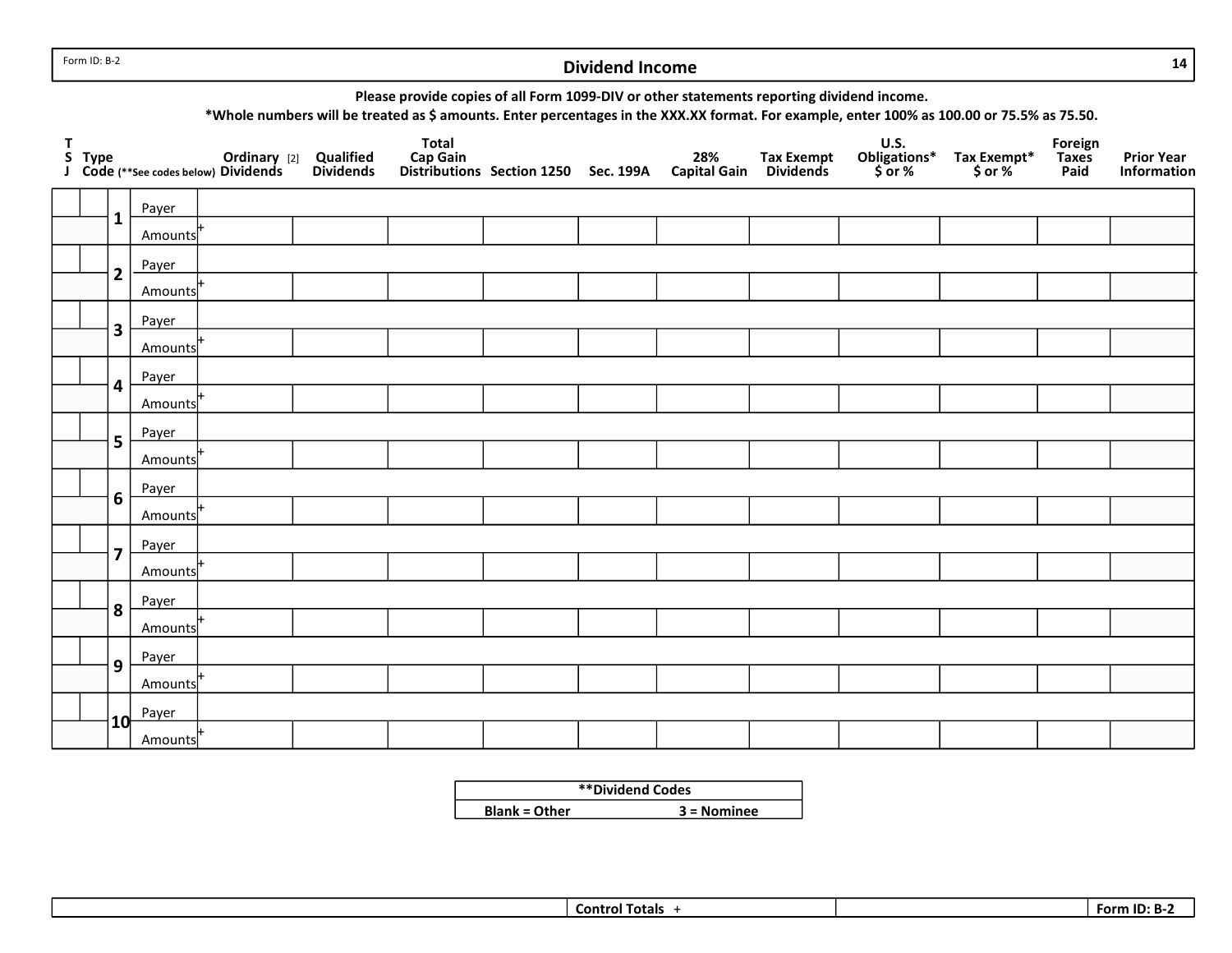Form ID: B-2

# Dividend Income

**Please provide copies of all Form 1099-DIV or other statements reporting dividend income.**

**\*Whole numbers will be treated as $ amounts. Enter percentages in the XXX.XX format. For example, enter 100% as 100.00 or 75.5% as 75.50.**

| T S J | Type Code (**See codes below) | # | | Ordinary [2] Dividends | Qualified Dividends | Total Cap Gain Distributions | Section 1250 | Sec. 199A | 28% Capital Gain | Tax Exempt Dividends | U.S. Obligations* $ or % | Tax Exempt* $ or % | Foreign Taxes Paid | Prior Year Information |
|---|---|---|---|---|---|---|---|---|---|---|---|---|---|---|
| | | 1 | Payer | | | | | | | | | | | |
| | | | Amounts + | | | | | | | | | | | |
| | | 2 | Payer | | | | | | | | | | | |
| | | | Amounts + | | | | | | | | | | | |
| | | 3 | Payer | | | | | | | | | | | |
| | | | Amounts + | | | | | | | | | | | |
| | | 4 | Payer | | | | | | | | | | | |
| | | | Amounts + | | | | | | | | | | | |
| | | 5 | Payer | | | | | | | | | | | |
| | | | Amounts + | | | | | | | | | | | |
| | | 6 | Payer | | | | | | | | | | | |
| | | | Amounts + | | | | | | | | | | | |
| | | 7 | Payer | | | | | | | | | | | |
| | | | Amounts + | | | | | | | | | | | |
| | | 8 | Payer | | | | | | | | | | | |
| | | | Amounts + | | | | | | | | | | | |
| | | 9 | Payer | | | | | | | | | | | |
| | | | Amounts + | | | | | | | | | | | |
| | | 10 | Payer | | | | | | | | | | | |
| | | | Amounts + | | | | | | | | | | | |

| **\*\*Dividend Codes** | |
|---|---|
| **Blank = Other** | **3 = Nominee** |

| | Control Totals + | | Form ID: B-2 |
|---|---|---|---|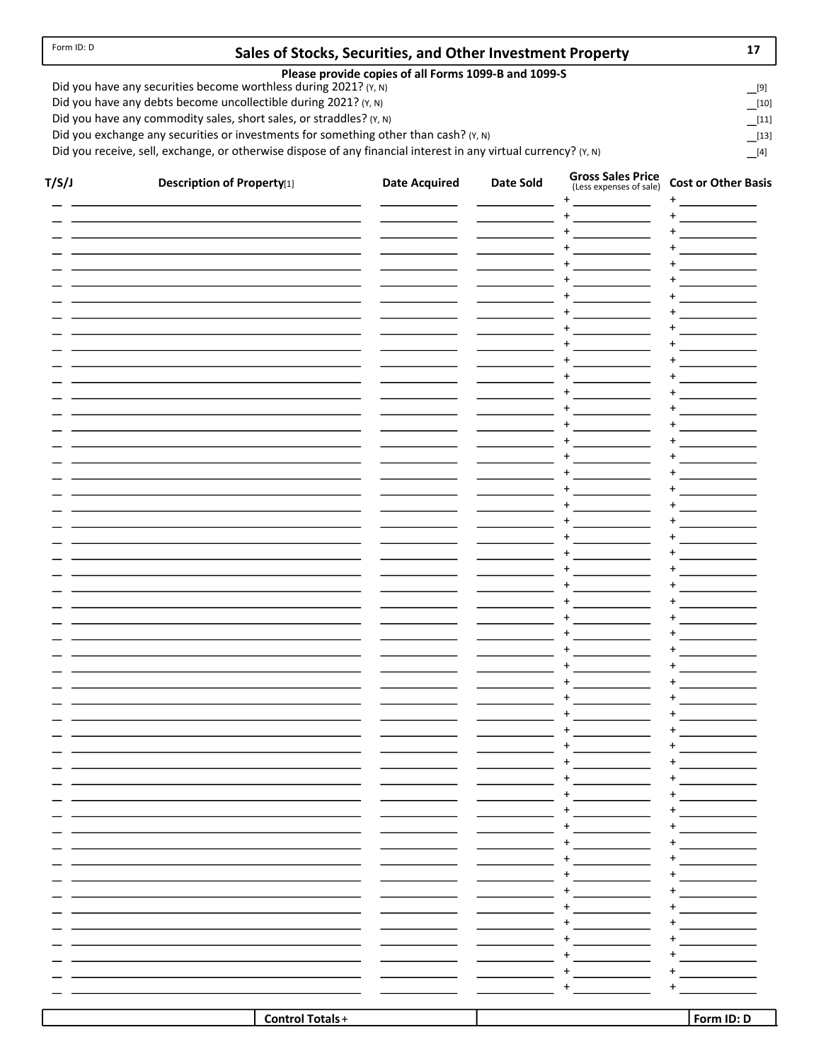Form ID: D

# Sales of Stocks, Securities, and Other Investment Property

**17**

**Please provide copies of all Forms 1099-B and 1099-S**

Did you have any securities become worthless during 2021? (Y, N) __[9]

Did you have any debts become uncollectible during 2021? (Y, N) __[10]

Did you have any commodity sales, short sales, or straddles? (Y, N) __[11]

Did you exchange any securities or investments for something other than cash? (Y, N) __[13]

Did you receive, sell, exchange, or otherwise dispose of any financial interest in any virtual currency? (Y, N) __[4]

| T/S/J | Description of Property[1] | Date Acquired | Date Sold | Gross Sales Price (Less expenses of sale) | Cost or Other Basis |
|---|---|---|---|---|---|
| | | | | + | + |
| | | | | + | + |
| | | | | + | + |
| | | | | + | + |
| | | | | + | + |
| | | | | + | + |
| | | | | + | + |
| | | | | + | + |
| | | | | + | + |
| | | | | + | + |
| | | | | + | + |
| | | | | + | + |
| | | | | + | + |
| | | | | + | + |
| | | | | + | + |
| | | | | + | + |
| | | | | + | + |
| | | | | + | + |
| | | | | + | + |
| | | | | + | + |
| | | | | + | + |
| | | | | + | + |
| | | | | + | + |
| | | | | + | + |
| | | | | + | + |
| | | | | + | + |
| | | | | + | + |
| | | | | + | + |
| | | | | + | + |
| | | | | + | + |
| | | | | + | + |
| | | | | + | + |
| | | | | + | + |
| | | | | + | + |
| | | | | + | + |
| | | | | + | + |
| | | | | + | + |
| | | | | + | + |
| | | | | + | + |
| | | | | + | + |
| | | | | + | + |
| | | | | + | + |
| | | | | + | + |
| | | | | + | + |
| | | | | + | + |
| | | | | + | + |
| | | | | + | + |
| | | | | + | + |
| | | | | + | + |

| | Control Totals + | | Form ID: D |
|---|---|---|---|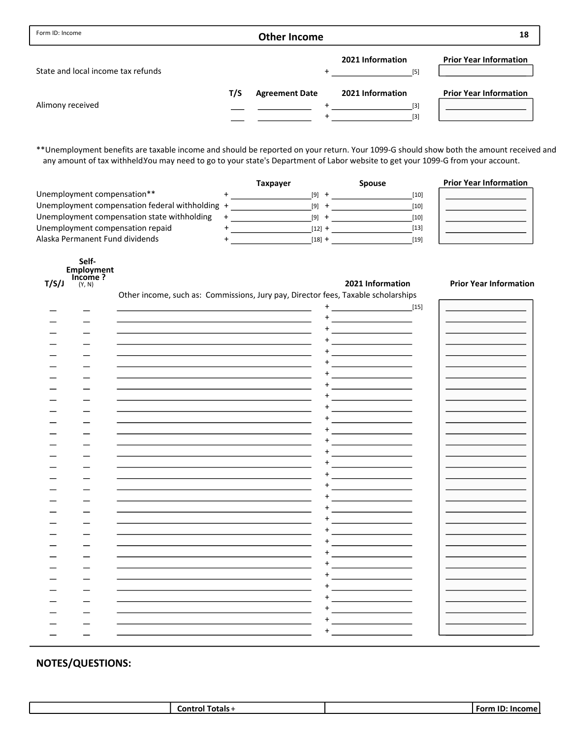Form ID: Income

# Other Income

**18**

| | | | | 2021 Information | Prior Year Information |
|---|---|---|---|---|---|
| State and local income tax refunds | | | + | [5] | |

| | T/S | Agreement Date | | 2021 Information | Prior Year Information |
|---|---|---|---|---|---|
| Alimony received | | | + | [3] | |
| | | | + | [3] | |

**Unemployment benefits are taxable income and should be reported on your return. Your 1099-G should show both the amount received and any amount of tax withheld.You may need to go to your state's Department of Labor website to get your 1099-G from your account.

| | | Taxpayer | | Spouse | Prior Year Information |
|---|---|---|---|---|---|
| Unemployment compensation** | + | [9] | + | [10] | |
| Unemployment compensation federal withholding | + | [9] | + | [10] | |
| Unemployment compensation state withholding | + | [9] | + | [10] | |
| Unemployment compensation repaid | + | [12] | + | [13] | |
| Alaska Permanent Fund dividends | + | [18] | + | [19] | |

Other income, such as: Commissions, Jury pay, Director fees, Taxable scholarships

| T/S/J | Self-Employment Income ? (Y, N) | Description | | 2021 Information | Prior Year Information |
|---|---|---|---|---|---|
| | | | + | [15] | |
| | | | + | | |
| | | | + | | |
| | | | + | | |
| | | | + | | |
| | | | + | | |
| | | | + | | |
| | | | + | | |
| | | | + | | |
| | | | + | | |
| | | | + | | |
| | | | + | | |
| | | | + | | |
| | | | + | | |
| | | | + | | |
| | | | + | | |
| | | | + | | |
| | | | + | | |
| | | | + | | |
| | | | + | | |
| | | | + | | |
| | | | + | | |
| | | | + | | |
| | | | + | | |
| | | | + | | |
| | | | + | | |
| | | | + | | |
| | | | + | | |
| | | | + | | |
| | | | + | | |

## NOTES/QUESTIONS:

| | Control Totals + | | Form ID: Income |
|---|---|---|---|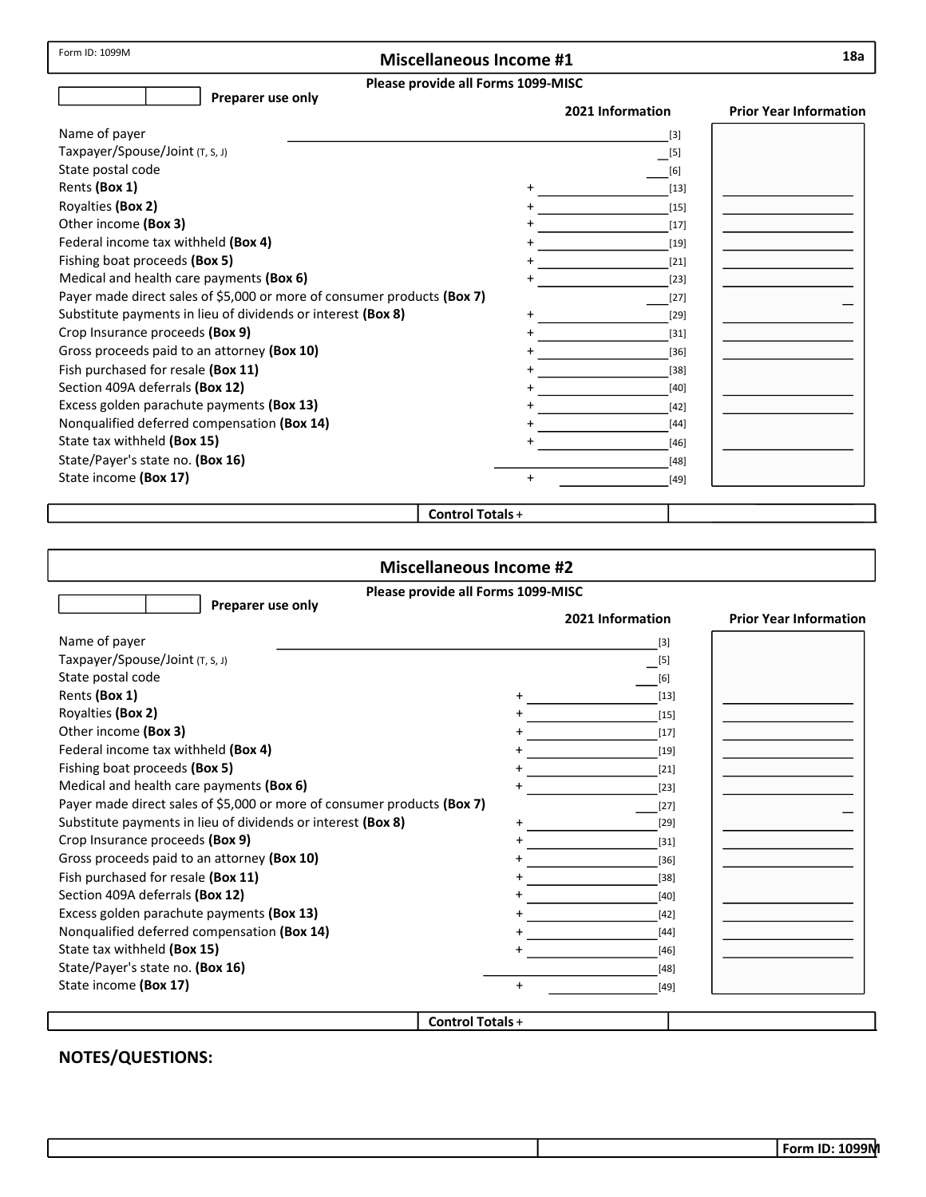Form ID: 1099M

# Miscellaneous Income #1

**18a**

**Please provide all Forms 1099-MISC**

**Preparer use only**

| | | 2021 Information | | Prior Year Information |
|---|---|---|---|---|
| Name of payer | | | [3] | |
| Taxpayer/Spouse/Joint (T, S, J) | | | [5] | |
| State postal code | | | [6] | |
| Rents **(Box 1)** | + | | [13] | |
| Royalties **(Box 2)** | + | | [15] | |
| Other income **(Box 3)** | + | | [17] | |
| Federal income tax withheld **(Box 4)** | + | | [19] | |
| Fishing boat proceeds **(Box 5)** | + | | [21] | |
| Medical and health care payments **(Box 6)** | + | | [23] | |
| Payer made direct sales of $5,000 or more of consumer products **(Box 7)** | | | [27] | |
| Substitute payments in lieu of dividends or interest **(Box 8)** | + | | [29] | |
| Crop Insurance proceeds **(Box 9)** | + | | [31] | |
| Gross proceeds paid to an attorney **(Box 10)** | + | | [36] | |
| Fish purchased for resale **(Box 11)** | + | | [38] | |
| Section 409A deferrals **(Box 12)** | + | | [40] | |
| Excess golden parachute payments **(Box 13)** | + | | [42] | |
| Nonqualified deferred compensation **(Box 14)** | + | | [44] | |
| State tax withheld **(Box 15)** | + | | [46] | |
| State/Payer's state no. **(Box 16)** | | | [48] | |
| State income **(Box 17)** | + | | [49] | |

**Control Totals** +

# Miscellaneous Income #2

**Please provide all Forms 1099-MISC**

**Preparer use only**

| | | 2021 Information | | Prior Year Information |
|---|---|---|---|---|
| Name of payer | | | [3] | |
| Taxpayer/Spouse/Joint (T, S, J) | | | [5] | |
| State postal code | | | [6] | |
| Rents **(Box 1)** | + | | [13] | |
| Royalties **(Box 2)** | + | | [15] | |
| Other income **(Box 3)** | + | | [17] | |
| Federal income tax withheld **(Box 4)** | + | | [19] | |
| Fishing boat proceeds **(Box 5)** | + | | [21] | |
| Medical and health care payments **(Box 6)** | + | | [23] | |
| Payer made direct sales of $5,000 or more of consumer products **(Box 7)** | | | [27] | |
| Substitute payments in lieu of dividends or interest **(Box 8)** | + | | [29] | |
| Crop Insurance proceeds **(Box 9)** | + | | [31] | |
| Gross proceeds paid to an attorney **(Box 10)** | + | | [36] | |
| Fish purchased for resale **(Box 11)** | + | | [38] | |
| Section 409A deferrals **(Box 12)** | + | | [40] | |
| Excess golden parachute payments **(Box 13)** | + | | [42] | |
| Nonqualified deferred compensation **(Box 14)** | + | | [44] | |
| State tax withheld **(Box 15)** | + | | [46] | |
| State/Payer's state no. **(Box 16)** | | | [48] | |
| State income **(Box 17)** | + | | [49] | |

**Control Totals** +

## NOTES/QUESTIONS:

**Form ID: 1099M**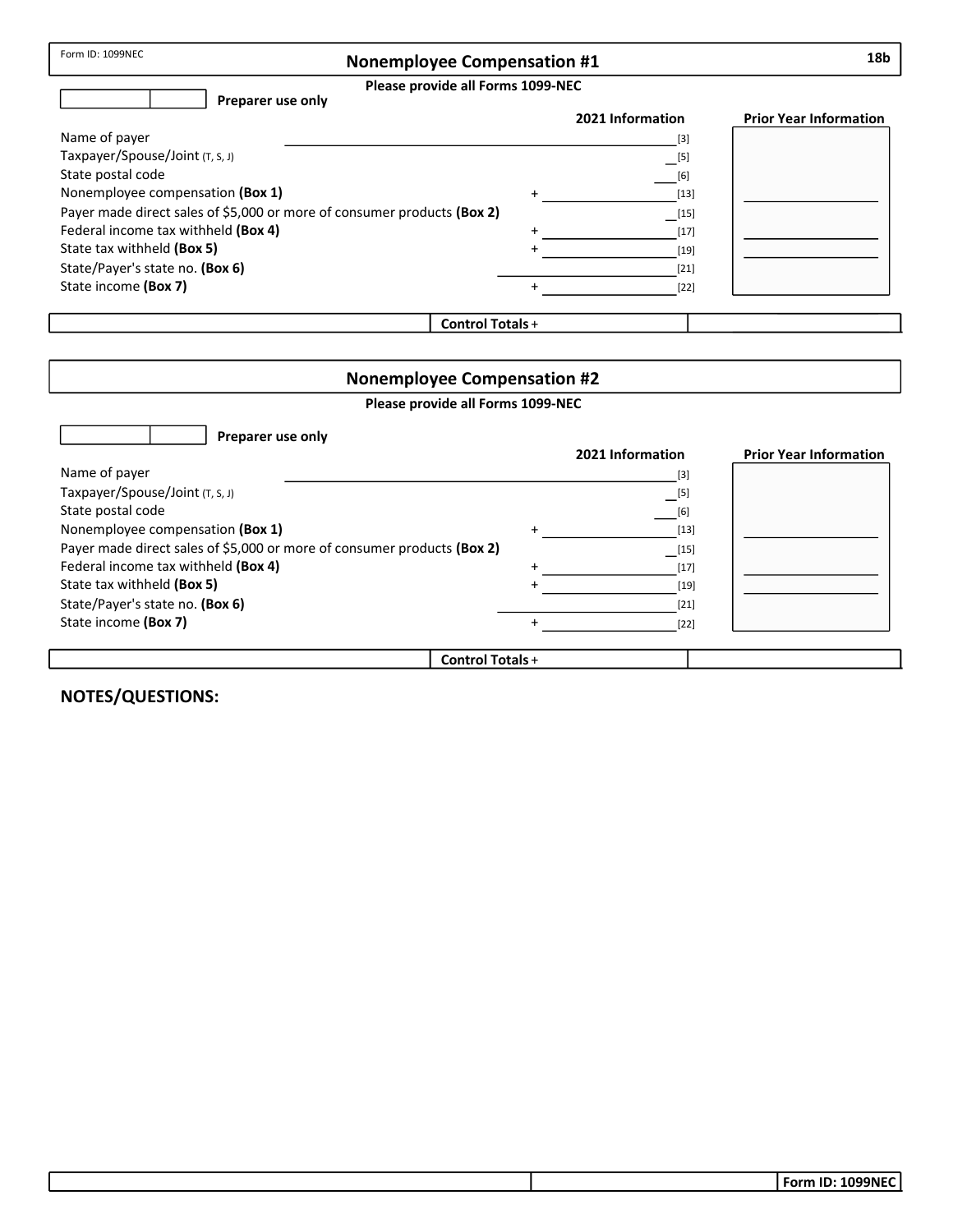Form ID: 1099NEC

## Nonemployee Compensation #1

**18b**

**Please provide all Forms 1099-NEC**

**Preparer use only**

| | | 2021 Information | | Prior Year Information |
|---|---|---|---|---|
| Name of payer | | | [3] | |
| Taxpayer/Spouse/Joint (T, S, J) | | | [5] | |
| State postal code | | | [6] | |
| Nonemployee compensation **(Box 1)** | + | | [13] | |
| Payer made direct sales of $5,000 or more of consumer products **(Box 2)** | | | [15] | |
| Federal income tax withheld **(Box 4)** | + | | [17] | |
| State tax withheld **(Box 5)** | + | | [19] | |
| State/Payer's state no. **(Box 6)** | | | [21] | |
| State income **(Box 7)** | + | | [22] | |

**Control Totals** +

## Nonemployee Compensation #2

**Please provide all Forms 1099-NEC**

**Preparer use only**

| | | 2021 Information | | Prior Year Information |
|---|---|---|---|---|
| Name of payer | | | [3] | |
| Taxpayer/Spouse/Joint (T, S, J) | | | [5] | |
| State postal code | | | [6] | |
| Nonemployee compensation **(Box 1)** | + | | [13] | |
| Payer made direct sales of $5,000 or more of consumer products **(Box 2)** | | | [15] | |
| Federal income tax withheld **(Box 4)** | + | | [17] | |
| State tax withheld **(Box 5)** | + | | [19] | |
| State/Payer's state no. **(Box 6)** | | | [21] | |
| State income **(Box 7)** | + | | [22] | |

**Control Totals** +

**NOTES/QUESTIONS:**

**Form ID: 1099NEC**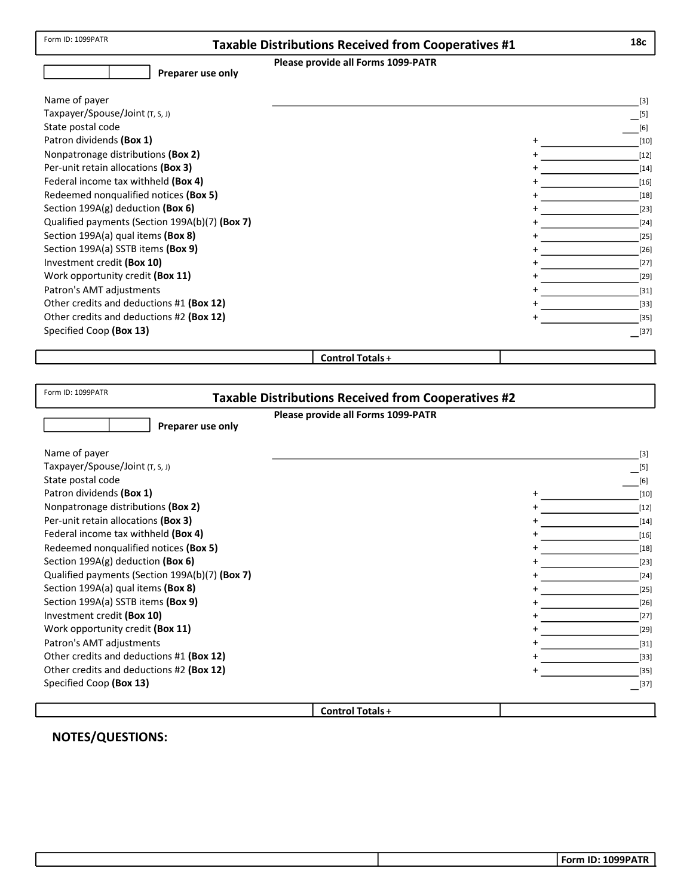Form ID: 1099PATR

## Taxable Distributions Received from Cooperatives #1

**18c**

**Please provide all Forms 1099-PATR**

| | | **Preparer use only**

| Field | | Value | Code |
|---|---|---|---|
| Name of payer | | | [3] |
| Taxpayer/Spouse/Joint (T, S, J) | | | [5] |
| State postal code | | | [6] |
| Patron dividends **(Box 1)** | + | | [10] |
| Nonpatronage distributions **(Box 2)** | + | | [12] |
| Per-unit retain allocations **(Box 3)** | + | | [14] |
| Federal income tax withheld **(Box 4)** | + | | [16] |
| Redeemed nonqualified notices **(Box 5)** | + | | [18] |
| Section 199A(g) deduction **(Box 6)** | + | | [23] |
| Qualified payments (Section 199A(b)(7) **(Box 7)** | + | | [24] |
| Section 199A(a) qual items **(Box 8)** | + | | [25] |
| Section 199A(a) SSTB items **(Box 9)** | + | | [26] |
| Investment credit **(Box 10)** | + | | [27] |
| Work opportunity credit **(Box 11)** | + | | [29] |
| Patron's AMT adjustments | + | | [31] |
| Other credits and deductions #1 **(Box 12)** | + | | [33] |
| Other credits and deductions #2 **(Box 12)** | + | | [35] |
| Specified Coop **(Box 13)** | | | [37] |

| | **Control Totals** + | |
|---|---|---|

Form ID: 1099PATR

## Taxable Distributions Received from Cooperatives #2

**Please provide all Forms 1099-PATR**

| | | **Preparer use only**

| Field | | Value | Code |
|---|---|---|---|
| Name of payer | | | [3] |
| Taxpayer/Spouse/Joint (T, S, J) | | | [5] |
| State postal code | | | [6] |
| Patron dividends **(Box 1)** | + | | [10] |
| Nonpatronage distributions **(Box 2)** | + | | [12] |
| Per-unit retain allocations **(Box 3)** | + | | [14] |
| Federal income tax withheld **(Box 4)** | + | | [16] |
| Redeemed nonqualified notices **(Box 5)** | + | | [18] |
| Section 199A(g) deduction **(Box 6)** | + | | [23] |
| Qualified payments (Section 199A(b)(7) **(Box 7)** | + | | [24] |
| Section 199A(a) qual items **(Box 8)** | + | | [25] |
| Section 199A(a) SSTB items **(Box 9)** | + | | [26] |
| Investment credit **(Box 10)** | + | | [27] |
| Work opportunity credit **(Box 11)** | + | | [29] |
| Patron's AMT adjustments | + | | [31] |
| Other credits and deductions #1 **(Box 12)** | + | | [33] |
| Other credits and deductions #2 **(Box 12)** | + | | [35] |
| Specified Coop **(Box 13)** | | | [37] |

| | **Control Totals** + | |
|---|---|---|

**NOTES/QUESTIONS:**

| | | **Form ID: 1099PATR** |
|---|---|---|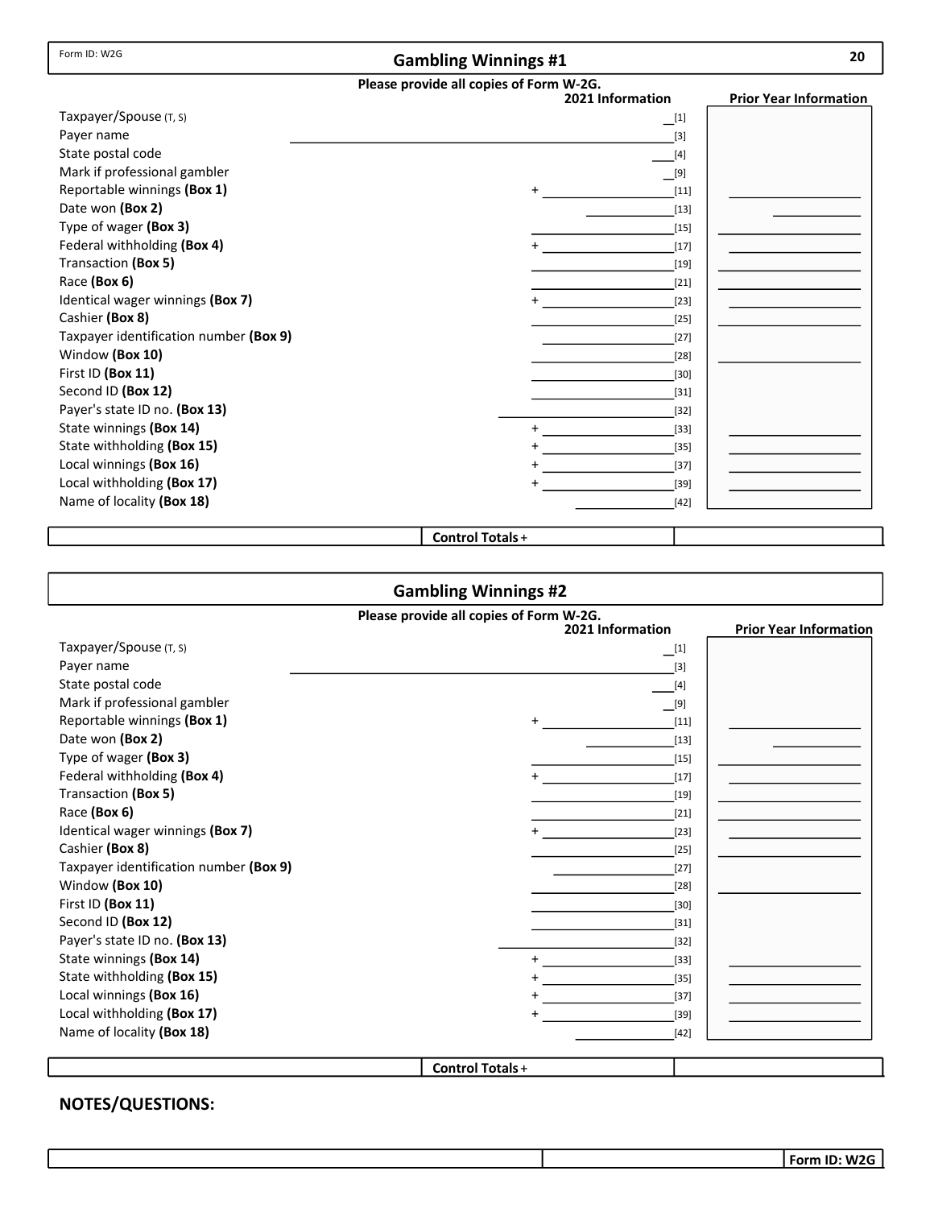Form ID: W2G

## Gambling Winnings #1

Please provide all copies of Form W-2G.

| | 2021 Information | | Prior Year Information |
|---|---|---|---|
| Taxpayer/Spouse (T, S) | | [1] | |
| Payer name | | [3] | |
| State postal code | | [4] | |
| Mark if professional gambler | | [9] | |
| Reportable winnings **(Box 1)** | + | [11] | |
| Date won **(Box 2)** | | [13] | |
| Type of wager **(Box 3)** | | [15] | |
| Federal withholding **(Box 4)** | + | [17] | |
| Transaction **(Box 5)** | | [19] | |
| Race **(Box 6)** | | [21] | |
| Identical wager winnings **(Box 7)** | + | [23] | |
| Cashier **(Box 8)** | | [25] | |
| Taxpayer identification number **(Box 9)** | | [27] | |
| Window **(Box 10)** | | [28] | |
| First ID **(Box 11)** | | [30] | |
| Second ID **(Box 12)** | | [31] | |
| Payer's state ID no. **(Box 13)** | | [32] | |
| State winnings **(Box 14)** | + | [33] | |
| State withholding **(Box 15)** | + | [35] | |
| Local winnings **(Box 16)** | + | [37] | |
| Local withholding **(Box 17)** | + | [39] | |
| Name of locality **(Box 18)** | | [42] | |

**Control Totals** +

## Gambling Winnings #2

Please provide all copies of Form W-2G.

| | 2021 Information | | Prior Year Information |
|---|---|---|---|
| Taxpayer/Spouse (T, S) | | [1] | |
| Payer name | | [3] | |
| State postal code | | [4] | |
| Mark if professional gambler | | [9] | |
| Reportable winnings **(Box 1)** | + | [11] | |
| Date won **(Box 2)** | | [13] | |
| Type of wager **(Box 3)** | | [15] | |
| Federal withholding **(Box 4)** | + | [17] | |
| Transaction **(Box 5)** | | [19] | |
| Race **(Box 6)** | | [21] | |
| Identical wager winnings **(Box 7)** | + | [23] | |
| Cashier **(Box 8)** | | [25] | |
| Taxpayer identification number **(Box 9)** | | [27] | |
| Window **(Box 10)** | | [28] | |
| First ID **(Box 11)** | | [30] | |
| Second ID **(Box 12)** | | [31] | |
| Payer's state ID no. **(Box 13)** | | [32] | |
| State winnings **(Box 14)** | + | [33] | |
| State withholding **(Box 15)** | + | [35] | |
| Local winnings **(Box 16)** | + | [37] | |
| Local withholding **(Box 17)** | + | [39] | |
| Name of locality **(Box 18)** | | [42] | |

**Control Totals** +

### NOTES/QUESTIONS:

**Form ID: W2G**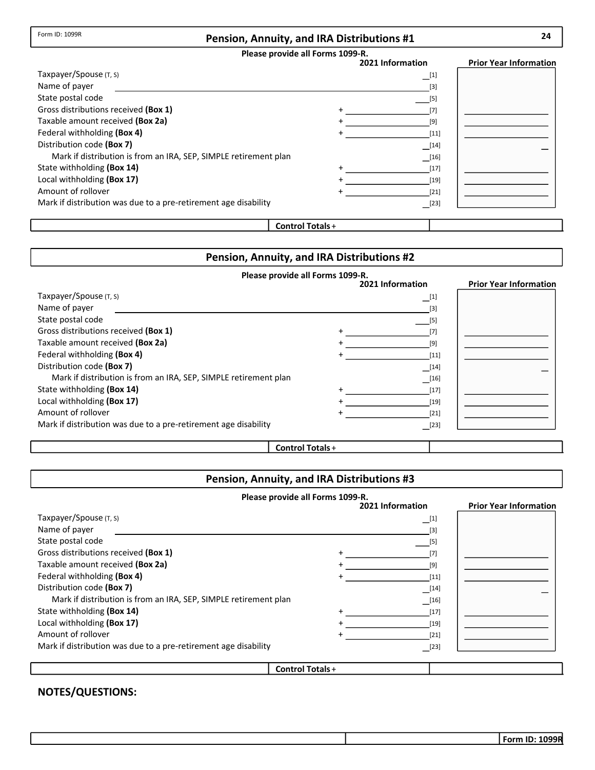Form ID: 1099R

## Pension, Annuity, and IRA Distributions #1

**Please provide all Forms 1099-R.**

| | | 2021 Information | Prior Year Information |
|---|---|---|---|
| Taxpayer/Spouse (T, S) | | __[1] | |
| Name of payer | | [3] | |
| State postal code | | ___[5] | |
| Gross distributions received **(Box 1)** | + | [7] | |
| Taxable amount received **(Box 2a)** | + | [9] | |
| Federal withholding **(Box 4)** | + | [11] | |
| Distribution code **(Box 7)** | | __[14] | __ |
| Mark if distribution is from an IRA, SEP, SIMPLE retirement plan | | __[16] | |
| State withholding **(Box 14)** | + | [17] | |
| Local withholding **(Box 17)** | + | [19] | |
| Amount of rollover | + | [21] | |
| Mark if distribution was due to a pre-retirement age disability | | __[23] | |

**Control Totals** +

## Pension, Annuity, and IRA Distributions #2

**Please provide all Forms 1099-R.**

| | | 2021 Information | Prior Year Information |
|---|---|---|---|
| Taxpayer/Spouse (T, S) | | __[1] | |
| Name of payer | | [3] | |
| State postal code | | ___[5] | |
| Gross distributions received **(Box 1)** | + | [7] | |
| Taxable amount received **(Box 2a)** | + | [9] | |
| Federal withholding **(Box 4)** | + | [11] | |
| Distribution code **(Box 7)** | | __[14] | __ |
| Mark if distribution is from an IRA, SEP, SIMPLE retirement plan | | __[16] | |
| State withholding **(Box 14)** | + | [17] | |
| Local withholding **(Box 17)** | + | [19] | |
| Amount of rollover | + | [21] | |
| Mark if distribution was due to a pre-retirement age disability | | __[23] | |

**Control Totals** +

## Pension, Annuity, and IRA Distributions #3

**Please provide all Forms 1099-R.**

| | | 2021 Information | Prior Year Information |
|---|---|---|---|
| Taxpayer/Spouse (T, S) | | __[1] | |
| Name of payer | | [3] | |
| State postal code | | ___[5] | |
| Gross distributions received **(Box 1)** | + | [7] | |
| Taxable amount received **(Box 2a)** | + | [9] | |
| Federal withholding **(Box 4)** | + | [11] | |
| Distribution code **(Box 7)** | | __[14] | __ |
| Mark if distribution is from an IRA, SEP, SIMPLE retirement plan | | __[16] | |
| State withholding **(Box 14)** | + | [17] | |
| Local withholding **(Box 17)** | + | [19] | |
| Amount of rollover | + | [21] | |
| Mark if distribution was due to a pre-retirement age disability | | __[23] | |

**Control Totals** +

**NOTES/QUESTIONS:**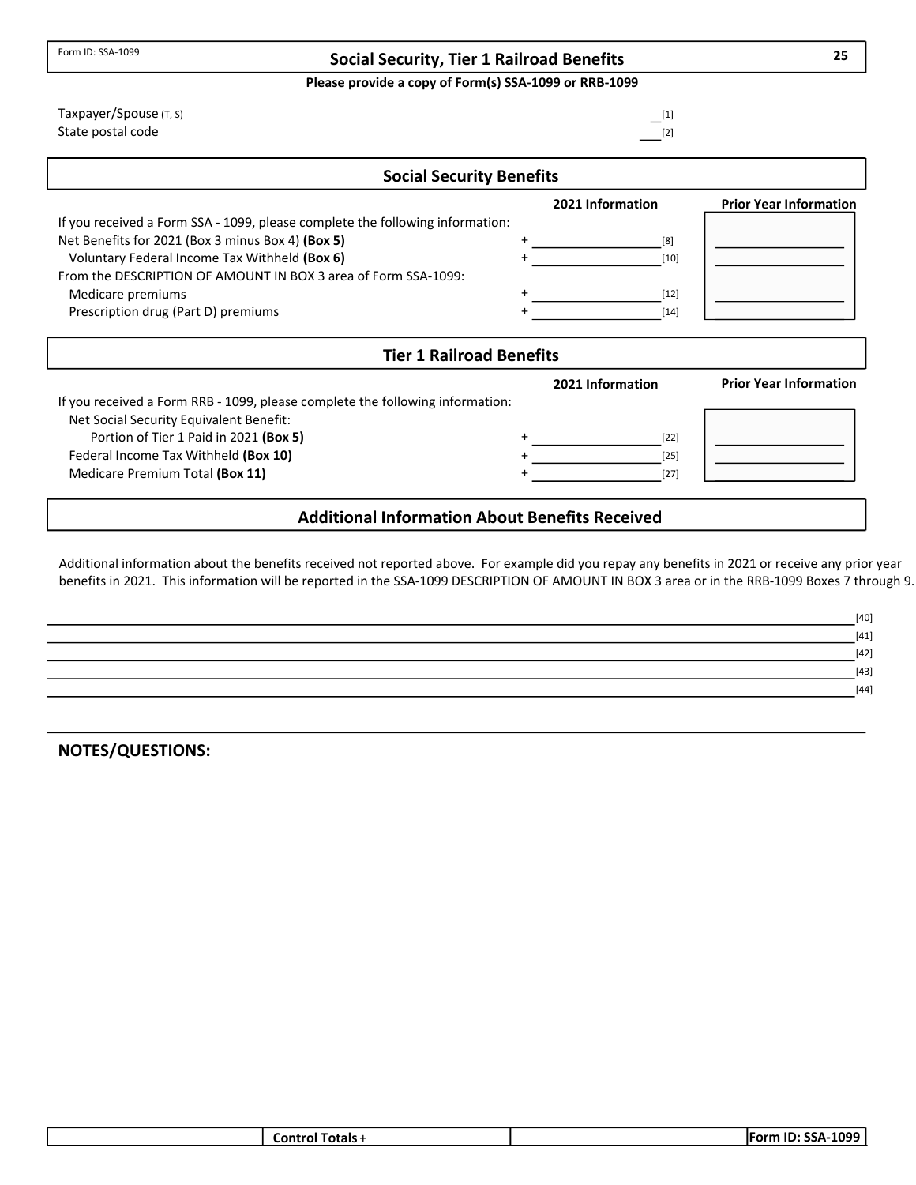Form ID: SSA-1099

# Social Security, Tier 1 Railroad Benefits

**Please provide a copy of Form(s) SSA-1099 or RRB-1099**

Taxpayer/Spouse (T, S) __ [1]

State postal code ___ [2]

## Social Security Benefits

| | | 2021 Information | | Prior Year Information |
|---|---|---|---|---|
| If you received a Form SSA - 1099, please complete the following information: | | | | |
| Net Benefits for 2021 (Box 3 minus Box 4) **(Box 5)** | + | ________ | [8] | ________ |
| Voluntary Federal Income Tax Withheld **(Box 6)** | + | ________ | [10] | ________ |
| From the DESCRIPTION OF AMOUNT IN BOX 3 area of Form SSA-1099: | | | | |
| Medicare premiums | + | ________ | [12] | ________ |
| Prescription drug (Part D) premiums | + | ________ | [14] | |

## Tier 1 Railroad Benefits

| | | 2021 Information | | Prior Year Information |
|---|---|---|---|---|
| If you received a Form RRB - 1099, please complete the following information: | | | | |
| Net Social Security Equivalent Benefit: | | | | |
| Portion of Tier 1 Paid in 2021 **(Box 5)** | + | ________ | [22] | ________ |
| Federal Income Tax Withheld **(Box 10)** | + | ________ | [25] | ________ |
| Medicare Premium Total **(Box 11)** | + | ________ | [27] | |

## Additional Information About Benefits Received

Additional information about the benefits received not reported above. For example did you repay any benefits in 2021 or receive any prior year benefits in 2021. This information will be reported in the SSA-1099 DESCRIPTION OF AMOUNT IN BOX 3 area or in the RRB-1099 Boxes 7 through 9.

________________________________________ [40]

________________________________________ [41]

________________________________________ [42]

________________________________________ [43]

________________________________________ [44]

## NOTES/QUESTIONS:

| | Control Totals + | | Form ID: SSA-1099 |
|---|---|---|---|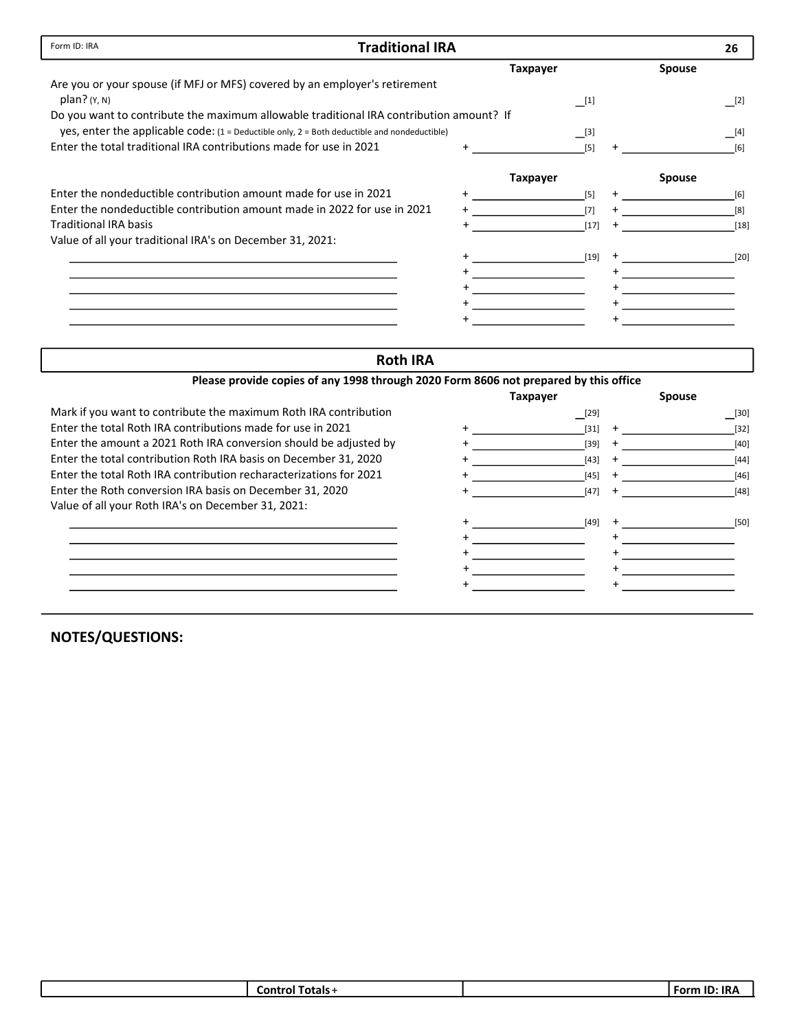Form ID: IRA

# Traditional IRA

| | Taxpayer | Spouse |
|---|---|---|
| Are you or your spouse (if MFJ or MFS) covered by an employer's retirement plan? (Y, N) | __[1] | __[2] |
| Do you want to contribute the maximum allowable traditional IRA contribution amount? If yes, enter the applicable code: (1 = Deductible only, 2 = Both deductible and nondeductible) | __[3] | __[4] |
| Enter the total traditional IRA contributions made for use in 2021 | + ____________[5] | + ____________[6] |

| | Taxpayer | Spouse |
|---|---|---|
| Enter the nondeductible contribution amount made for use in 2021 | + ____________[5] | + ____________[6] |
| Enter the nondeductible contribution amount made in 2022 for use in 2021 | + ____________[7] | + ____________[8] |
| Traditional IRA basis | + ____________[17] | + ____________[18] |
| Value of all your traditional IRA's on December 31, 2021: | | |
| ____________________ | + ____________[19] | + ____________[20] |
| ____________________ | + ____________ | + ____________ |
| ____________________ | + ____________ | + ____________ |
| ____________________ | + ____________ | + ____________ |
| ____________________ | + ____________ | + ____________ |

# Roth IRA

**Please provide copies of any 1998 through 2020 Form 8606 not prepared by this office**

| | Taxpayer | Spouse |
|---|---|---|
| Mark if you want to contribute the maximum Roth IRA contribution | __[29] | __[30] |
| Enter the total Roth IRA contributions made for use in 2021 | + ____________[31] | + ____________[32] |
| Enter the amount a 2021 Roth IRA conversion should be adjusted by | + ____________[39] | + ____________[40] |
| Enter the total contribution Roth IRA basis on December 31, 2020 | + ____________[43] | + ____________[44] |
| Enter the total Roth IRA contribution recharacterizations for 2021 | + ____________[45] | + ____________[46] |
| Enter the Roth conversion IRA basis on December 31, 2020 | + ____________[47] | + ____________[48] |
| Value of all your Roth IRA's on December 31, 2021: | | |
| ____________________ | + ____________[49] | + ____________[50] |
| ____________________ | + ____________ | + ____________ |
| ____________________ | + ____________ | + ____________ |
| ____________________ | + ____________ | + ____________ |
| ____________________ | + ____________ | + ____________ |

**NOTES/QUESTIONS:**

| | Control Totals + | | Form ID: IRA |
|---|---|---|---|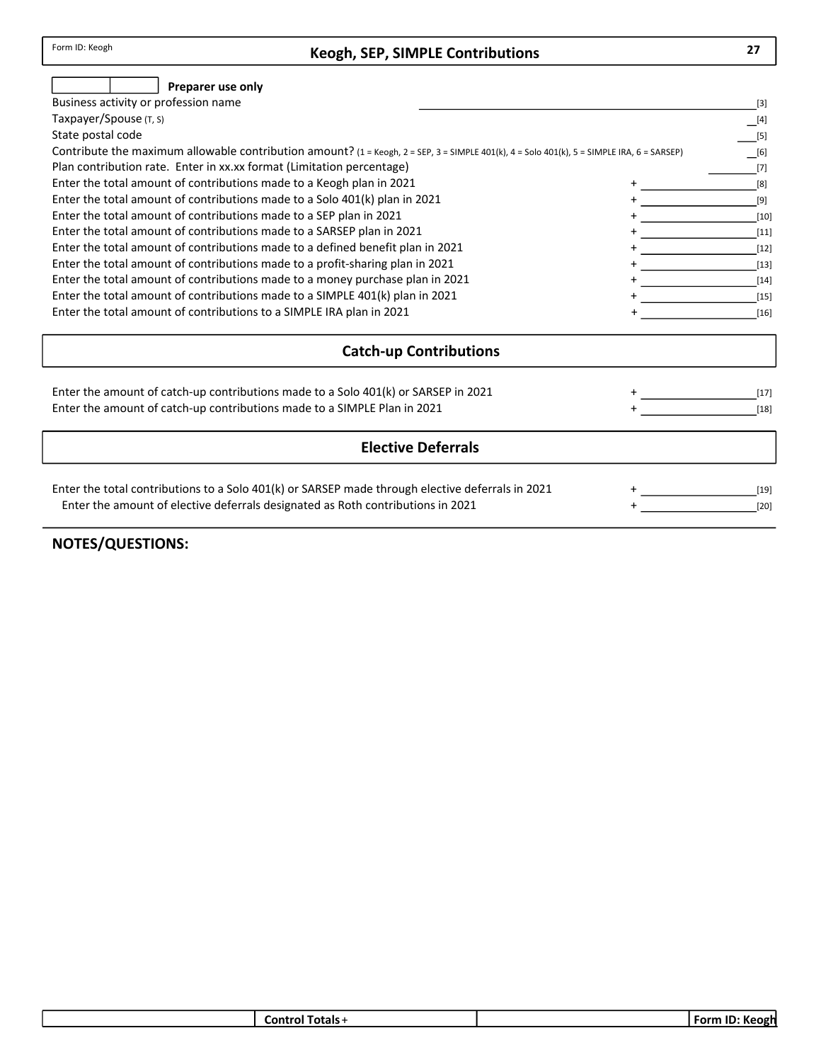Form ID: Keogh

# Keogh, SEP, SIMPLE Contributions

**Preparer use only**

| | | |
|---|---|---|
| Business activity or profession name | ______________________ | [3] |
| Taxpayer/Spouse (T, S) | __ | [4] |
| State postal code | ___ | [5] |
| Contribute the maximum allowable contribution amount? (1 = Keogh, 2 = SEP, 3 = SIMPLE 401(k), 4 = Solo 401(k), 5 = SIMPLE IRA, 6 = SARSEP) | __ | [6] |
| Plan contribution rate. Enter in xx.xx format (Limitation percentage) | ________ | [7] |
| Enter the total amount of contributions made to a Keogh plan in 2021 | + ____________ | [8] |
| Enter the total amount of contributions made to a Solo 401(k) plan in 2021 | + ____________ | [9] |
| Enter the total amount of contributions made to a SEP plan in 2021 | + ____________ | [10] |
| Enter the total amount of contributions made to a SARSEP plan in 2021 | + ____________ | [11] |
| Enter the total amount of contributions made to a defined benefit plan in 2021 | + ____________ | [12] |
| Enter the total amount of contributions made to a profit-sharing plan in 2021 | + ____________ | [13] |
| Enter the total amount of contributions made to a money purchase plan in 2021 | + ____________ | [14] |
| Enter the total amount of contributions made to a SIMPLE 401(k) plan in 2021 | + ____________ | [15] |
| Enter the total amount of contributions to a SIMPLE IRA plan in 2021 | + ____________ | [16] |

## Catch-up Contributions

| | | |
|---|---|---|
| Enter the amount of catch-up contributions made to a Solo 401(k) or SARSEP in 2021 | + ____________ | [17] |
| Enter the amount of catch-up contributions made to a SIMPLE Plan in 2021 | + ____________ | [18] |

## Elective Deferrals

| | | |
|---|---|---|
| Enter the total contributions to a Solo 401(k) or SARSEP made through elective deferrals in 2021 | + ____________ | [19] |
| Enter the amount of elective deferrals designated as Roth contributions in 2021 | + ____________ | [20] |

**NOTES/QUESTIONS:**

| | Control Totals + | | Form ID: Keogh |
|---|---|---|---|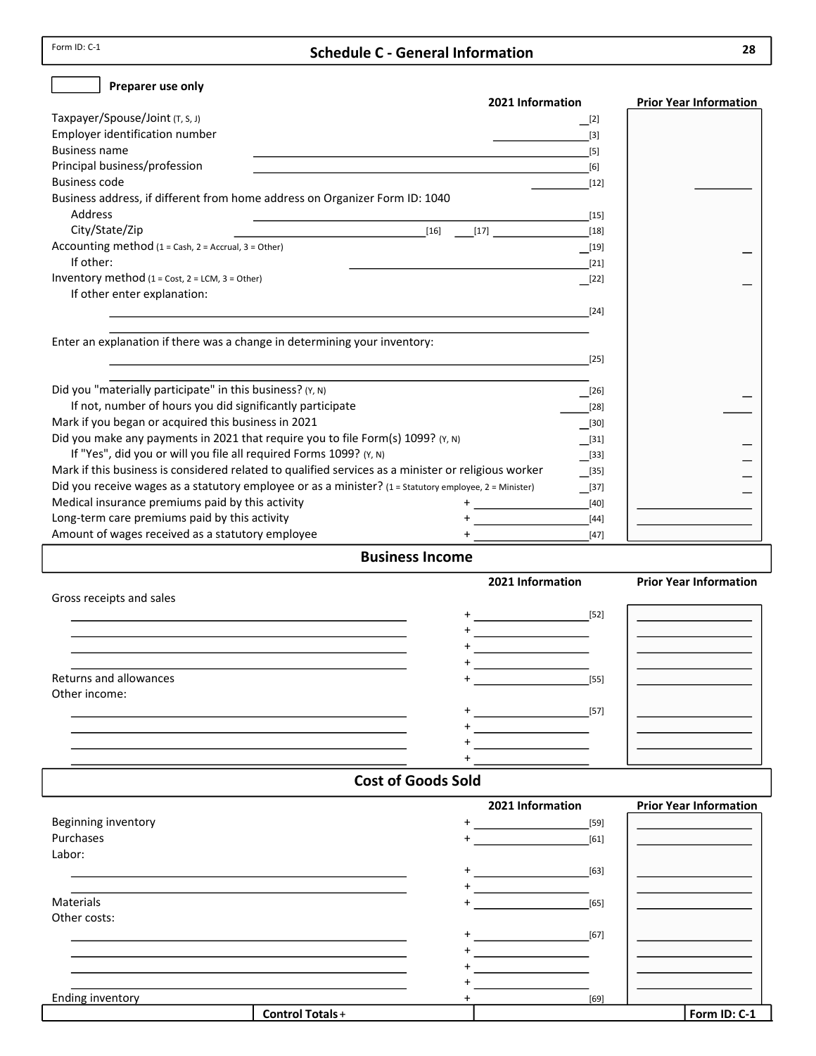Form ID: C-1

# Schedule C - General Information

☐ **Preparer use only**

| | 2021 Information | Prior Year Information |
|---|---|---|
| Taxpayer/Spouse/Joint (T, S, J) | __[2] | |
| Employer identification number | [3] | |
| Business name | [5] | |
| Principal business/profession | [6] | |
| Business code | [12] | |
| Business address, if different from home address on Organizer Form ID: 1040 | | |
| Address | [15] | |
| City/State/Zip | [16] [17] [18] | |
| Accounting method (1 = Cash, 2 = Accrual, 3 = Other) | __[19] | |
| If other: | [21] | |
| Inventory method (1 = Cost, 2 = LCM, 3 = Other) | __[22] | |
| If other enter explanation: | [24] | |
| Enter an explanation if there was a change in determining your inventory: | [25] | |
| Did you "materially participate" in this business? (Y, N) | __[26] | |
| If not, number of hours you did significantly participate | [28] | |
| Mark if you began or acquired this business in 2021 | __[30] | |
| Did you make any payments in 2021 that require you to file Form(s) 1099? (Y, N) | __[31] | |
| If "Yes", did you or will you file all required Forms 1099? (Y, N) | __[33] | |
| Mark if this business is considered related to qualified services as a minister or religious worker | __[35] | |
| Did you receive wages as a statutory employee or as a minister? (1 = Statutory employee, 2 = Minister) | __[37] | |
| Medical insurance premiums paid by this activity | + [40] | |
| Long-term care premiums paid by this activity | + [44] | |
| Amount of wages received as a statutory employee | + [47] | |

## Business Income

| | 2021 Information | Prior Year Information |
|---|---|---|
| Gross receipts and sales | | |
| | + [52] | |
| | + | |
| | + | |
| | + | |
| Returns and allowances | + [55] | |
| Other income: | | |
| | + [57] | |
| | + | |
| | + | |
| | + | |

## Cost of Goods Sold

| | 2021 Information | Prior Year Information |
|---|---|---|
| Beginning inventory | + [59] | |
| Purchases | + [61] | |
| Labor: | | |
| | + [63] | |
| | + | |
| Materials | + [65] | |
| Other costs: | | |
| | + [67] | |
| | + | |
| | + | |
| | + | |
| Ending inventory | + [69] | |

| | **Control Totals** + | | **Form ID: C-1** |
|---|---|---|---|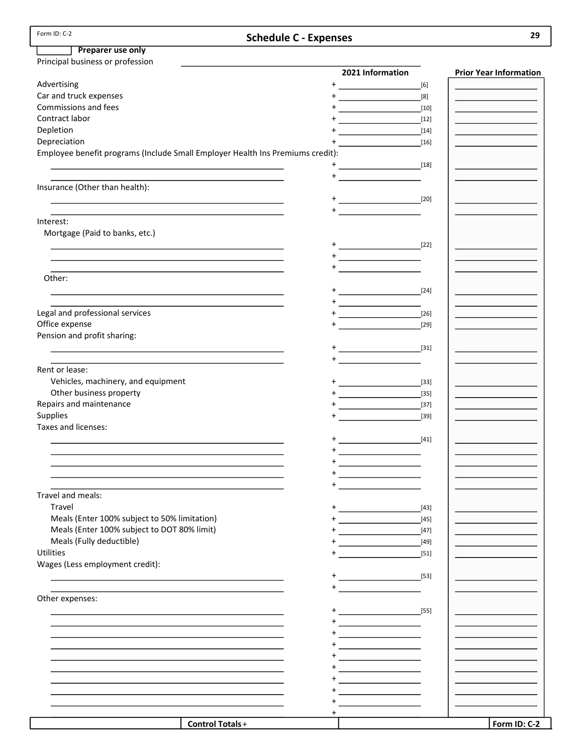Form ID: C-2

# Schedule C - Expenses

☐ **Prearer use only**

Principal business or profession ______________________

| | | 2021 Information | | Prior Year Information |
|---|---|---|---|---|
| Advertising | + | | [6] | |
| Car and truck expenses | + | | [8] | |
| Commissions and fees | + | | [10] | |
| Contract labor | + | | [12] | |
| Depletion | + | | [14] | |
| Depreciation | + | | [16] | |
| Employee benefit programs (Include Small Employer Health Ins Premiums credit): | | | | |
| | + | | [18] | |
| | + | | | |
| Insurance (Other than health): | | | | |
| | + | | [20] | |
| | + | | | |
| Interest: | | | | |
| Mortgage (Paid to banks, etc.) | | | | |
| | + | | [22] | |
| | + | | | |
| | + | | | |
| Other: | | | | |
| | + | | [24] | |
| | + | | | |
| Legal and professional services | + | | [26] | |
| Office expense | + | | [29] | |
| Pension and profit sharing: | | | | |
| | + | | [31] | |
| | + | | | |
| Rent or lease: | | | | |
| Vehicles, machinery, and equipment | + | | [33] | |
| Other business property | + | | [35] | |
| Repairs and maintenance | + | | [37] | |
| Supplies | + | | [39] | |
| Taxes and licenses: | | | | |
| | + | | [41] | |
| | + | | | |
| | + | | | |
| | + | | | |
| | + | | | |
| Travel and meals: | | | | |
| Travel | + | | [43] | |
| Meals (Enter 100% subject to 50% limitation) | + | | [45] | |
| Meals (Enter 100% subject to DOT 80% limit) | + | | [47] | |
| Meals (Fully deductible) | + | | [49] | |
| Utilities | + | | [51] | |
| Wages (Less employment credit): | | | | |
| | + | | [53] | |
| | + | | | |
| Other expenses: | | | | |
| | + | | [55] | |
| | + | | | |
| | + | | | |
| | + | | | |
| | + | | | |
| | + | | | |
| | + | | | |
| | + | | | |
| | + | | | |
| | + | | | |
| **Control Totals** | + | | | |

**Form ID: C-2**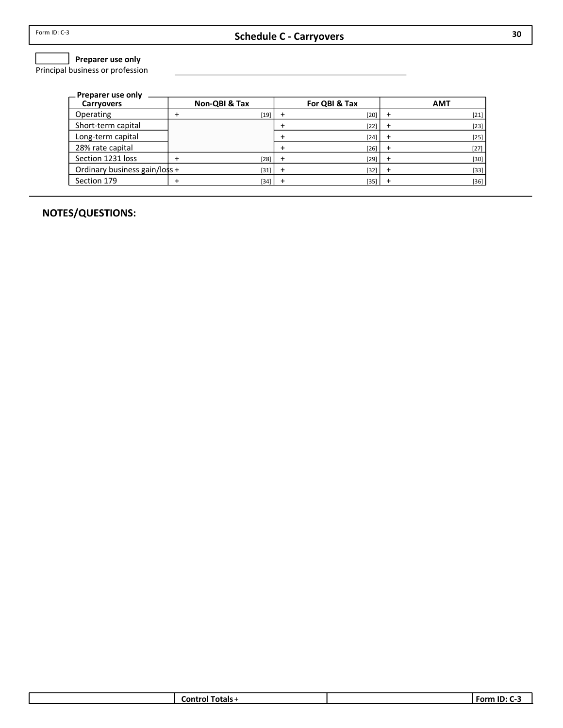Form ID: C-3

# Schedule C - Carryovers

**Preparer use only**

Principal business or profession ______________________________

**Preparer use only**

| Carryovers | Non-QBI & Tax | For QBI & Tax | AMT |
|---|---|---|---|
| Operating | + [19] | + [20] | + [21] |
| Short-term capital | | + [22] | + [23] |
| Long-term capital | | + [24] | + [25] |
| 28% rate capital | | + [26] | + [27] |
| Section 1231 loss | + [28] | + [29] | + [30] |
| Ordinary business gain/loss | + [31] | + [32] | + [33] |
| Section 179 | + [34] | + [35] | + [36] |

## NOTES/QUESTIONS:

| | Control Totals + | | Form ID: C-3 |
|---|---|---|---|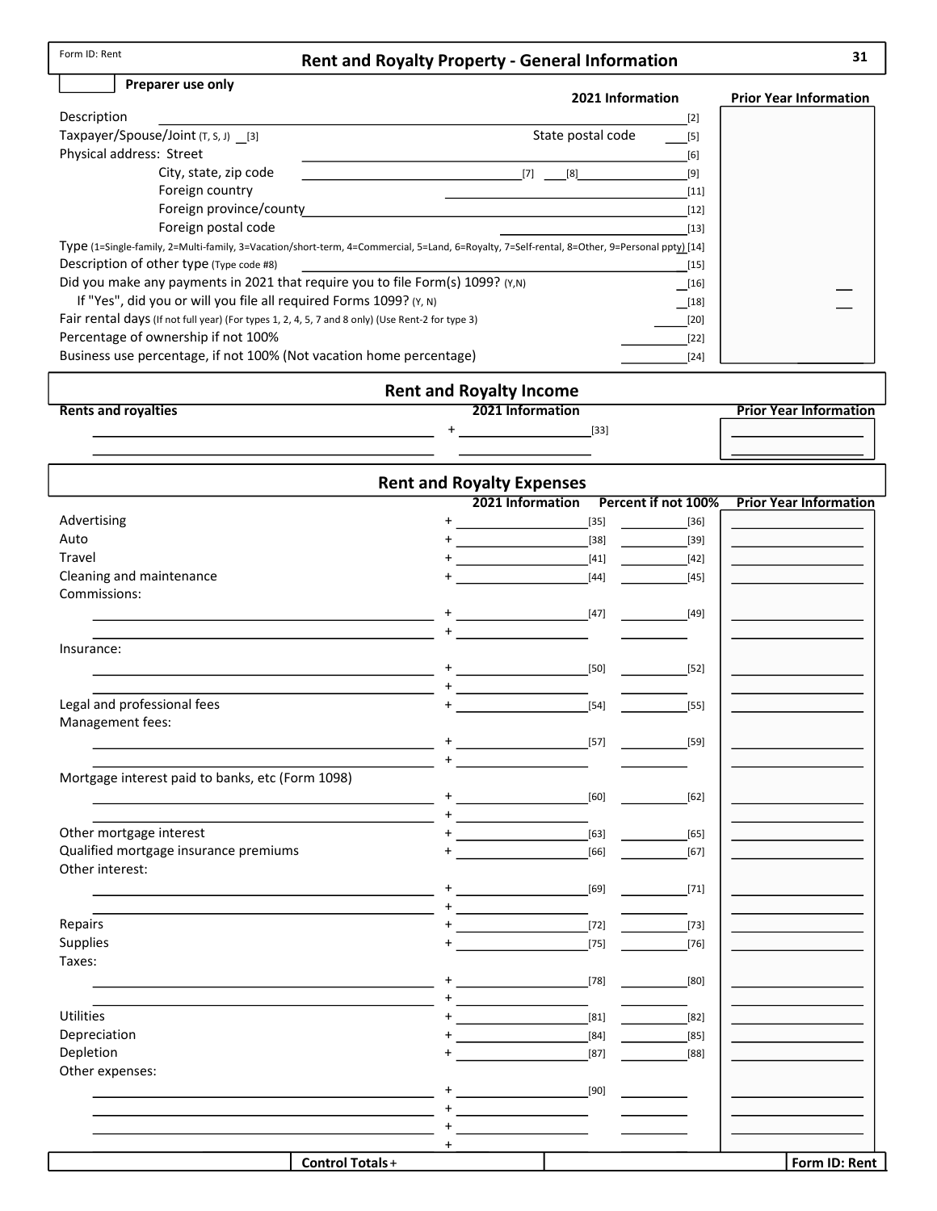Form ID: Rent

# Rent and Royalty Property - General Information

31

Preparer use only

| | 2021 Information | Prior Year Information |
|---|---|---|
| Description | [2] | |
| Taxpayer/Spouse/Joint (T, S, J) [3] State postal code | [5] | |
| Physical address: Street | [6] | |
| City, state, zip code | [7] [8] [9] | |
| Foreign country | [11] | |
| Foreign province/county | [12] | |
| Foreign postal code | [13] | |
| Type (1=Single-family, 2=Multi-family, 3=Vacation/short-term, 4=Commercial, 5=Land, 6=Royalty, 7=Self-rental, 8=Other, 9=Personal ppty) | [14] | |
| Description of other type (Type code #8) | [15] | |
| Did you make any payments in 2021 that require you to file Form(s) 1099? (Y,N) | [16] | |
| If "Yes", did you or will you file all required Forms 1099? (Y, N) | [18] | |
| Fair rental days (If not full year) (For types 1, 2, 4, 5, 7 and 8 only) (Use Rent-2 for type 3) | [20] | |
| Percentage of ownership if not 100% | [22] | |
| Business use percentage, if not 100% (Not vacation home percentage) | [24] | |

## Rent and Royalty Income

| Rents and royalties | 2021 Information | Prior Year Information |
|---|---|---|
| | + [33] | |
| | | |

## Rent and Royalty Expenses

| | 2021 Information | Percent if not 100% | Prior Year Information |
|---|---|---|---|
| Advertising | + [35] | [36] | |
| Auto | + [38] | [39] | |
| Travel | + [41] | [42] | |
| Cleaning and maintenance | + [44] | [45] | |
| Commissions: | | | |
| | + [47] | [49] | |
| | + | | |
| Insurance: | | | |
| | + [50] | [52] | |
| | + | | |
| Legal and professional fees | + [54] | [55] | |
| Management fees: | | | |
| | + [57] | [59] | |
| | + | | |
| Mortgage interest paid to banks, etc (Form 1098) | | | |
| | + [60] | [62] | |
| | + | | |
| Other mortgage interest | + [63] | [65] | |
| Qualified mortgage insurance premiums | + [66] | [67] | |
| Other interest: | | | |
| | + [69] | [71] | |
| | + | | |
| Repairs | + [72] | [73] | |
| Supplies | + [75] | [76] | |
| Taxes: | | | |
| | + [78] | [80] | |
| | + | | |
| Utilities | + [81] | [82] | |
| Depreciation | + [84] | [85] | |
| Depletion | + [87] | [88] | |
| Other expenses: | | | |
| | + [90] | | |
| | + | | |
| | + | | |
| | + | | |

Control Totals +

Form ID: Rent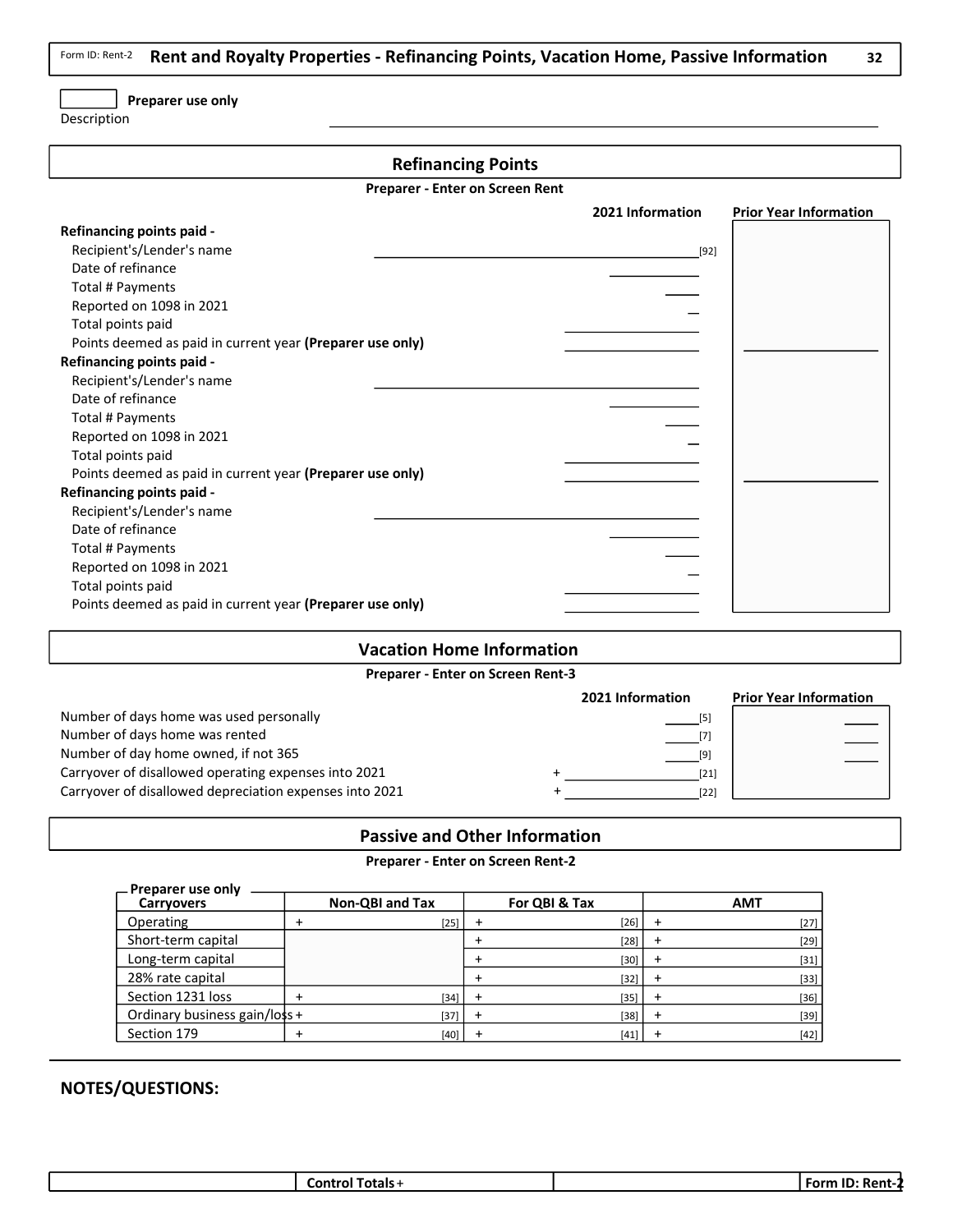Form ID: Rent-2

# Rent and Royalty Properties - Refinancing Points, Vacation Home, Passive Information

**Preparer use only**

Description ______________________________

## Refinancing Points

**Preparer - Enter on Screen Rent**

| | 2021 Information | Prior Year Information |
|---|---|---|
| **Refinancing points paid -** | | |
| Recipient's/Lender's name | [92] | |
| Date of refinance | | |
| Total # Payments | | |
| Reported on 1098 in 2021 | | |
| Total points paid | | |
| Points deemed as paid in current year **(Preparer use only)** | | |
| **Refinancing points paid -** | | |
| Recipient's/Lender's name | | |
| Date of refinance | | |
| Total # Payments | | |
| Reported on 1098 in 2021 | | |
| Total points paid | | |
| Points deemed as paid in current year **(Preparer use only)** | | |
| **Refinancing points paid -** | | |
| Recipient's/Lender's name | | |
| Date of refinance | | |
| Total # Payments | | |
| Reported on 1098 in 2021 | | |
| Total points paid | | |
| Points deemed as paid in current year **(Preparer use only)** | | |

## Vacation Home Information

**Preparer - Enter on Screen Rent-3**

| | 2021 Information | Prior Year Information |
|---|---|---|
| Number of days home was used personally | [5] | |
| Number of days home was rented | [7] | |
| Number of day home owned, if not 365 | [9] | |
| Carryover of disallowed operating expenses into 2021 | + [21] | |
| Carryover of disallowed depreciation expenses into 2021 | + [22] | |

## Passive and Other Information

**Preparer - Enter on Screen Rent-2**

| Preparer use only Carryovers | Non-QBI and Tax | For QBI & Tax | AMT |
|---|---|---|---|
| Operating | + [25] | + [26] | + [27] |
| Short-term capital | | + [28] | + [29] |
| Long-term capital | | + [30] | + [31] |
| 28% rate capital | | + [32] | + [33] |
| Section 1231 loss | + [34] | + [35] | + [36] |
| Ordinary business gain/loss | + [37] | + [38] | + [39] |
| Section 179 | + [40] | + [41] | + [42] |

**NOTES/QUESTIONS:**

| | Control Totals + | | Form ID: Rent-2 |
|---|---|---|---|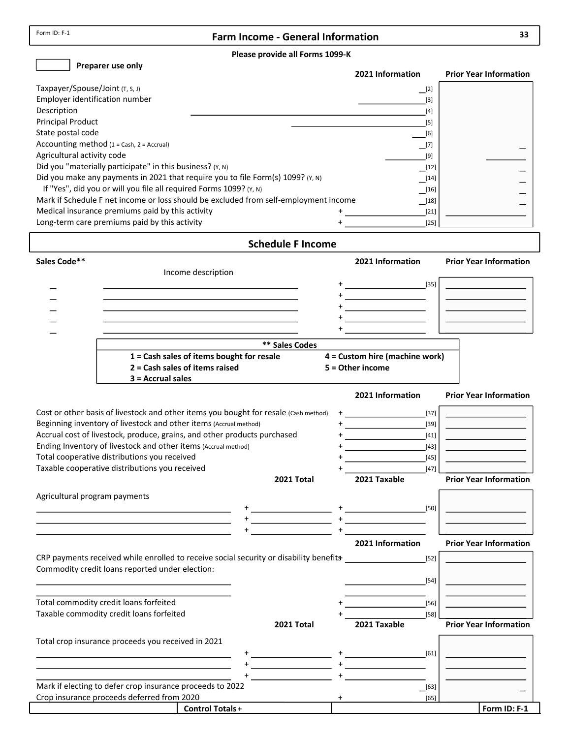Form ID: F-1

# Farm Income - General Information

**Please provide all Forms 1099-K**

**Preparer use only**

| | | 2021 Information | Prior Year Information |
|---|---|---|---|
| Taxpayer/Spouse/Joint (T, S, J) | | [2] | |
| Employer identification number | | [3] | |
| Description | | [4] | |
| Principal Product | | [5] | |
| State postal code | | [6] | |
| Accounting method (1 = Cash, 2 = Accrual) | | [7] | |
| Agricultural activity code | | [9] | |
| Did you "materially participate" in this business? (Y, N) | | [12] | |
| Did you make any payments in 2021 that require you to file Form(s) 1099? (Y, N) | | [14] | |
| If "Yes", did you or will you file all required Forms 1099? (Y, N) | | [16] | |
| Mark if Schedule F net income or loss should be excluded from self-employment income | | [18] | |
| Medical insurance premiums paid by this activity | + | [21] | |
| Long-term care premiums paid by this activity | + | [25] | |

## Schedule F Income

| Sales Code** | Income description | | 2021 Information | Prior Year Information |
|---|---|---|---|---|
| | | + | [35] | |
| | | + | | |
| | | + | | |
| | | + | | |
| | | + | | |

| ** Sales Codes | |
|---|---|
| **1 = Cash sales of items bought for resale** | **4 = Custom hire (machine work)** |
| **2 = Cash sales of items raised** | **5 = Other income** |
| **3 = Accrual sales** | |

| | | 2021 Information | Prior Year Information |
|---|---|---|---|
| Cost or other basis of livestock and other items you bought for resale (Cash method) | + | [37] | |
| Beginning inventory of livestock and other items (Accrual method) | + | [39] | |
| Accrual cost of livestock, produce, grains, and other products purchased | + | [41] | |
| Ending Inventory of livestock and other items (Accrual method) | + | [43] | |
| Total cooperative distributions you received | + | [45] | |
| Taxable cooperative distributions you received | + | [47] | |

| Agricultural program payments | 2021 Total | 2021 Taxable | Prior Year Information |
|---|---|---|---|
| | + | + [50] | |
| | + | + | |
| | + | + | |

| | | 2021 Information | Prior Year Information |
|---|---|---|---|
| CRP payments received while enrolled to receive social security or disability benefits | + | [52] | |
| Commodity credit loans reported under election: | | | |
| | | [54] | |
| | | | |
| Total commodity credit loans forfeited | + | [56] | |
| Taxable commodity credit loans forfeited | + | [58] | |

| Total crop insurance proceeds you received in 2021 | 2021 Total | 2021 Taxable | Prior Year Information |
|---|---|---|---|
| | + | + [61] | |
| | + | + | |
| | + | + | |
| Mark if electing to defer crop insurance proceeds to 2022 | | [63] | |
| Crop insurance proceeds deferred from 2020 | | + [65] | |

**Control Totals** +

**Form ID: F-1**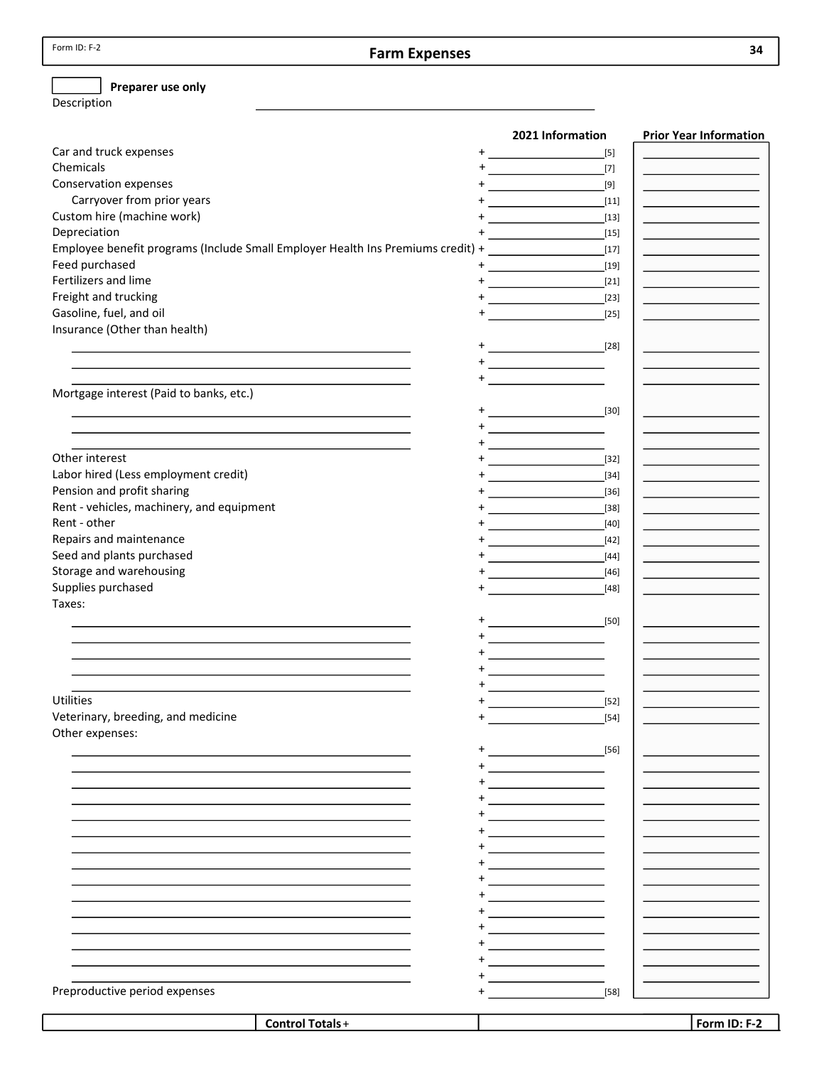Form ID: F-2

# Farm Expenses

☐ **Preparer use only**

Description ______________________________

| | | 2021 Information | | Prior Year Information |
|---|---|---|---|---|
| Car and truck expenses | + | | [5] | |
| Chemicals | + | | [7] | |
| Conservation expenses | + | | [9] | |
| Carryover from prior years | + | | [11] | |
| Custom hire (machine work) | + | | [13] | |
| Depreciation | + | | [15] | |
| Employee benefit programs (Include Small Employer Health Ins Premiums credit) | + | | [17] | |
| Feed purchased | + | | [19] | |
| Fertilizers and lime | + | | [21] | |
| Freight and trucking | + | | [23] | |
| Gasoline, fuel, and oil | + | | [25] | |
| Insurance (Other than health) | | | | |
| | + | | [28] | |
| | + | | | |
| | + | | | |
| Mortgage interest (Paid to banks, etc.) | | | | |
| | + | | [30] | |
| | + | | | |
| | + | | | |
| Other interest | + | | [32] | |
| Labor hired (Less employment credit) | + | | [34] | |
| Pension and profit sharing | + | | [36] | |
| Rent - vehicles, machinery, and equipment | + | | [38] | |
| Rent - other | + | | [40] | |
| Repairs and maintenance | + | | [42] | |
| Seed and plants purchased | + | | [44] | |
| Storage and warehousing | + | | [46] | |
| Supplies purchased | + | | [48] | |
| Taxes: | | | | |
| | + | | [50] | |
| | + | | | |
| | + | | | |
| | + | | | |
| | + | | | |
| Utilities | + | | [52] | |
| Veterinary, breeding, and medicine | + | | [54] | |
| Other expenses: | | | | |
| | + | | [56] | |
| | + | | | |
| | + | | | |
| | + | | | |
| | + | | | |
| | + | | | |
| | + | | | |
| | + | | | |
| | + | | | |
| | + | | | |
| | + | | | |
| | + | | | |
| | + | | | |
| | + | | | |
| | + | | | |
| Preproductive period expenses | + | | [58] | |

| | Control Totals + | | Form ID: F-2 |
|---|---|---|---|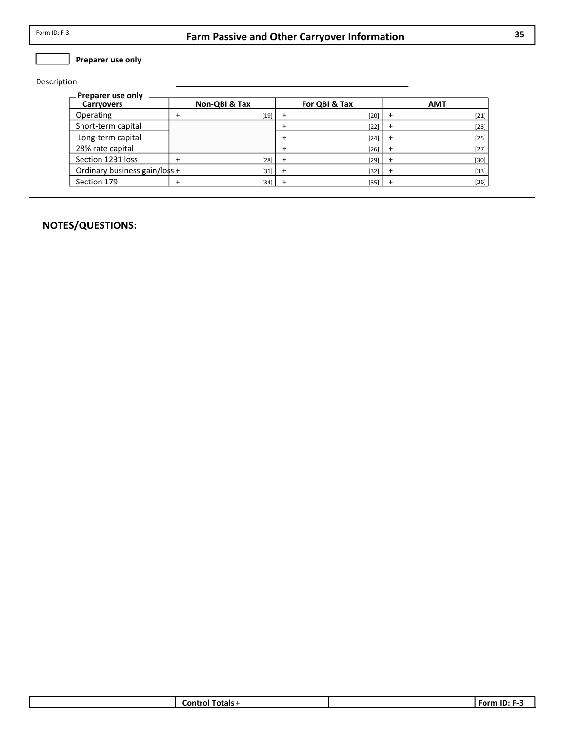Form ID: F-3

# Farm Passive and Other Carryover Information

**Preparer use only**

Description

| Preparer use only<br>**Carryovers** | **Non-QBI & Tax** | **For QBI & Tax** | **AMT** |
|---|---|---|---|
| Operating | + [19] | + [20] | + [21] |
| Short-term capital | | + [22] | + [23] |
| Long-term capital | | + [24] | + [25] |
| 28% rate capital | | + [26] | + [27] |
| Section 1231 loss | + [28] | + [29] | + [30] |
| Ordinary business gain/loss | + [31] | + [32] | + [33] |
| Section 179 | + [34] | + [35] | + [36] |

**NOTES/QUESTIONS:**

**Control Totals** +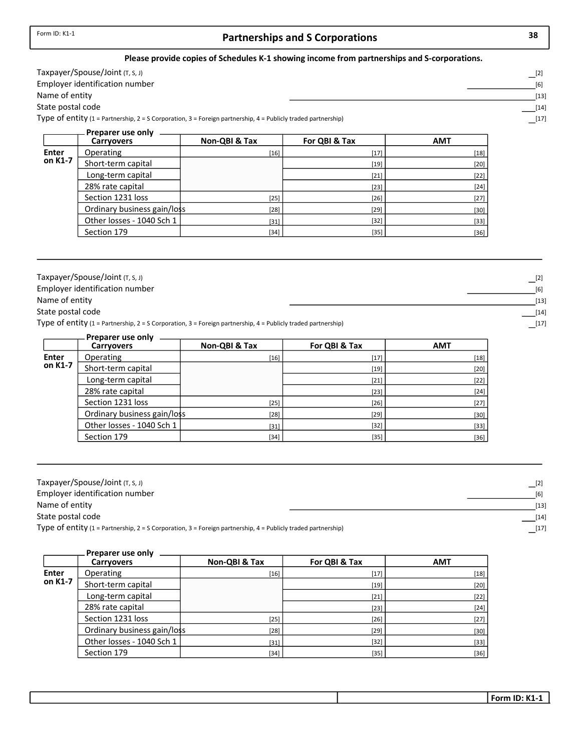Form ID: K1-1

# Partnerships and S Corporations

**Please provide copies of Schedules K-1 showing income from partnerships and S-corporations.**

Taxpayer/Spouse/Joint (T, S, J) __[2]
Employer identification number ________________[6]
Name of entity ____________________________________________[13]
State postal code ___[14]
Type of entity (1 = Partnership, 2 = S Corporation, 3 = Foreign partnership, 4 = Publicly traded partnership) __[17]

| | Preparer use only Carryovers | Non-QBI & Tax | For QBI & Tax | AMT |
|---|---|---|---|---|
| Enter on K1-7 | Operating | [16] | [17] | [18] |
| | Short-term capital | | [19] | [20] |
| | Long-term capital | | [21] | [22] |
| | 28% rate capital | | [23] | [24] |
| | Section 1231 loss | [25] | [26] | [27] |
| | Ordinary business gain/loss | [28] | [29] | [30] |
| | Other losses - 1040 Sch 1 | [31] | [32] | [33] |
| | Section 179 | [34] | [35] | [36] |

---

Taxpayer/Spouse/Joint (T, S, J) __[2]
Employer identification number ________________[6]
Name of entity ____________________________________________[13]
State postal code ___[14]
Type of entity (1 = Partnership, 2 = S Corporation, 3 = Foreign partnership, 4 = Publicly traded partnership) __[17]

| | Preparer use only Carryovers | Non-QBI & Tax | For QBI & Tax | AMT |
|---|---|---|---|---|
| Enter on K1-7 | Operating | [16] | [17] | [18] |
| | Short-term capital | | [19] | [20] |
| | Long-term capital | | [21] | [22] |
| | 28% rate capital | | [23] | [24] |
| | Section 1231 loss | [25] | [26] | [27] |
| | Ordinary business gain/loss | [28] | [29] | [30] |
| | Other losses - 1040 Sch 1 | [31] | [32] | [33] |
| | Section 179 | [34] | [35] | [36] |

---

Taxpayer/Spouse/Joint (T, S, J) __[2]
Employer identification number ________________[6]
Name of entity ____________________________________________[13]
State postal code ___[14]
Type of entity (1 = Partnership, 2 = S Corporation, 3 = Foreign partnership, 4 = Publicly traded partnership) __[17]

| | Preparer use only Carryovers | Non-QBI & Tax | For QBI & Tax | AMT |
|---|---|---|---|---|
| Enter on K1-7 | Operating | [16] | [17] | [18] |
| | Short-term capital | | [19] | [20] |
| | Long-term capital | | [21] | [22] |
| | 28% rate capital | | [23] | [24] |
| | Section 1231 loss | [25] | [26] | [27] |
| | Ordinary business gain/loss | [28] | [29] | [30] |
| | Other losses - 1040 Sch 1 | [31] | [32] | [33] |
| | Section 179 | [34] | [35] | [36] |

Form ID: K1-1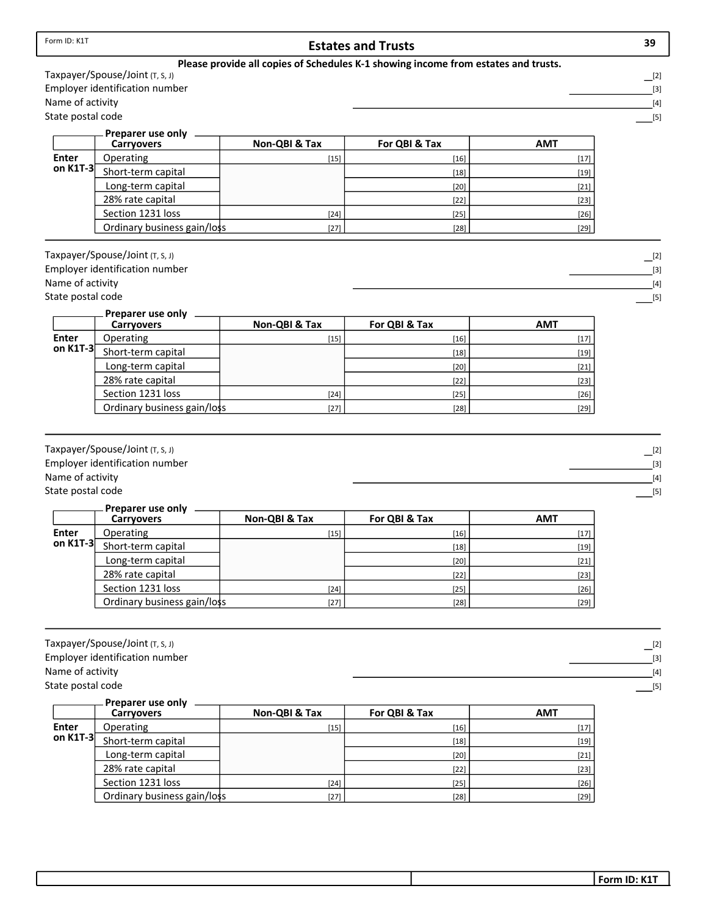Form ID: K1T

# Estates and Trusts

**Please provide all copies of Schedules K-1 showing income from estates and trusts.**

Taxpayer/Spouse/Joint (T, S, J) __[2]
Employer identification number ________________[3]
Name of activity ________________________________________________[4]
State postal code ___[5]

Preparer use only

| | Carryovers | Non-QBI & Tax | For QBI & Tax | AMT |
|---|---|---|---|---|
| Enter on K1T-3 | Operating | [15] | [16] | [17] |
| | Short-term capital | | [18] | [19] |
| | Long-term capital | | [20] | [21] |
| | 28% rate capital | | [22] | [23] |
| | Section 1231 loss | [24] | [25] | [26] |
| | Ordinary business gain/loss | [27] | [28] | [29] |

---

Taxpayer/Spouse/Joint (T, S, J) __[2]
Employer identification number ________________[3]
Name of activity ________________________________________________[4]
State postal code ___[5]

Preparer use only

| | Carryovers | Non-QBI & Tax | For QBI & Tax | AMT |
|---|---|---|---|---|
| Enter on K1T-3 | Operating | [15] | [16] | [17] |
| | Short-term capital | | [18] | [19] |
| | Long-term capital | | [20] | [21] |
| | 28% rate capital | | [22] | [23] |
| | Section 1231 loss | [24] | [25] | [26] |
| | Ordinary business gain/loss | [27] | [28] | [29] |

---

Taxpayer/Spouse/Joint (T, S, J) __[2]
Employer identification number ________________[3]
Name of activity ________________________________________________[4]
State postal code ___[5]

Preparer use only

| | Carryovers | Non-QBI & Tax | For QBI & Tax | AMT |
|---|---|---|---|---|
| Enter on K1T-3 | Operating | [15] | [16] | [17] |
| | Short-term capital | | [18] | [19] |
| | Long-term capital | | [20] | [21] |
| | 28% rate capital | | [22] | [23] |
| | Section 1231 loss | [24] | [25] | [26] |
| | Ordinary business gain/loss | [27] | [28] | [29] |

---

Taxpayer/Spouse/Joint (T, S, J) __[2]
Employer identification number ________________[3]
Name of activity ________________________________________________[4]
State postal code ___[5]

Preparer use only

| | Carryovers | Non-QBI & Tax | For QBI & Tax | AMT |
|---|---|---|---|---|
| Enter on K1T-3 | Operating | [15] | [16] | [17] |
| | Short-term capital | | [18] | [19] |
| | Long-term capital | | [20] | [21] |
| | 28% rate capital | | [22] | [23] |
| | Section 1231 loss | [24] | [25] | [26] |
| | Ordinary business gain/loss | [27] | [28] | [29] |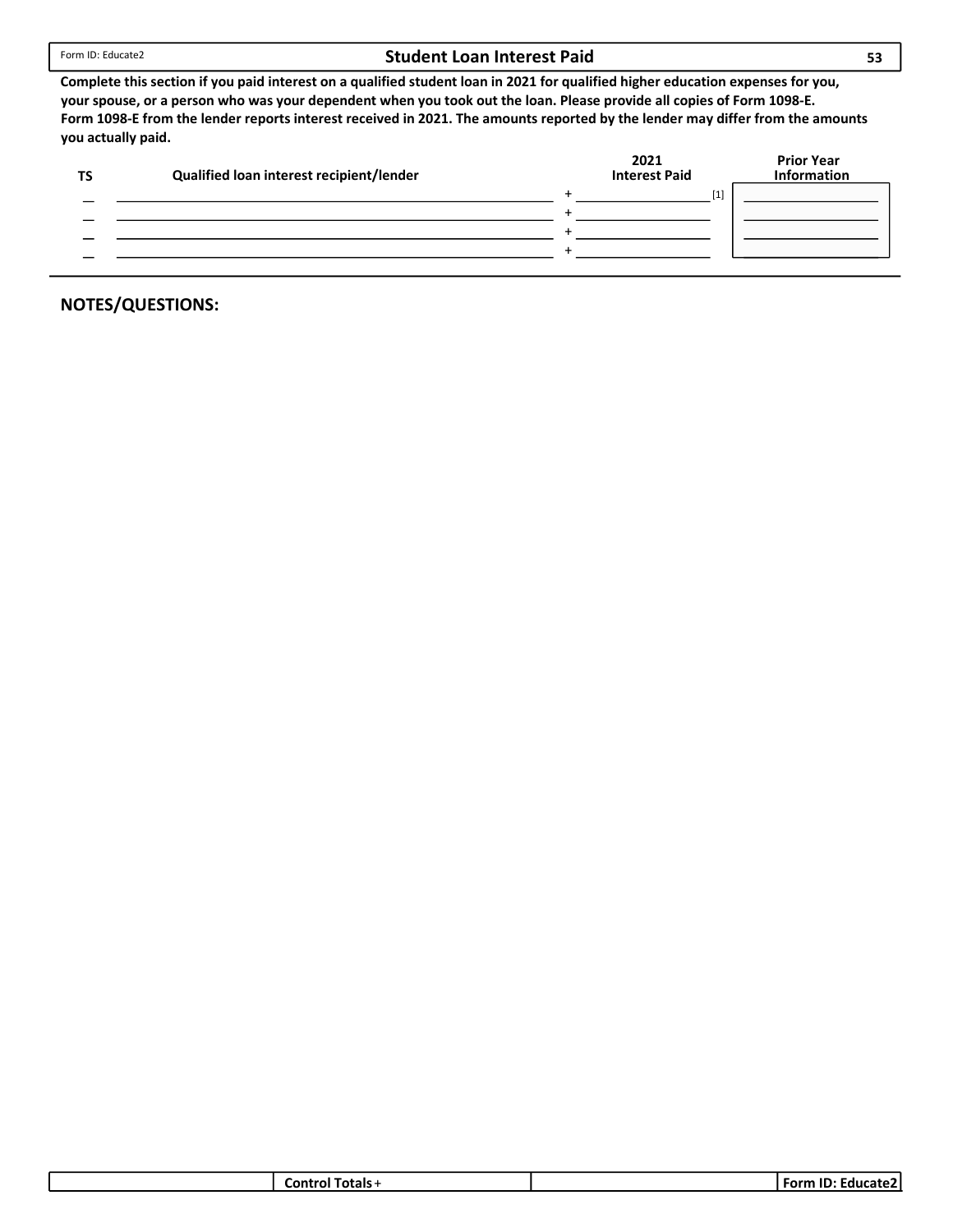Form ID: Educate2

# Student Loan Interest Paid

**Complete this section if you paid interest on a qualified student loan in 2021 for qualified higher education expenses for you, your spouse, or a person who was your dependent when you took out the loan. Please provide all copies of Form 1098-E. Form 1098-E from the lender reports interest received in 2021. The amounts reported by the lender may differ from the amounts you actually paid.**

| TS | Qualified loan interest recipient/lender | 2021 Interest Paid | Prior Year Information |
|---|---|---|---|
| _ | | + [1] | |
| _ | | + | |
| _ | | + | |
| _ | | + | |

## NOTES/QUESTIONS:

| | Control Totals + | | Form ID: Educate2 |
|---|---|---|---|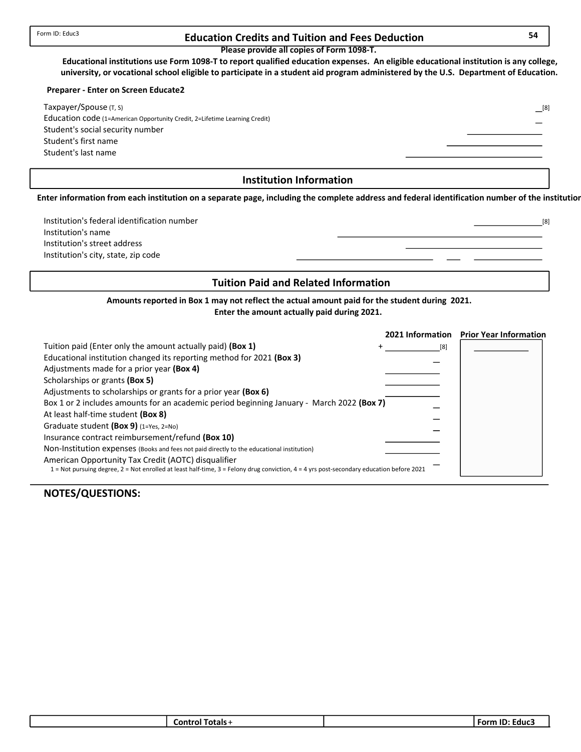Form ID: Educ3

# Education Credits and Tuition and Fees Deduction

**Please provide all copies of Form 1098-T.**

**Educational institutions use Form 1098-T to report qualified education expenses. An eligible educational institution is any college, university, or vocational school eligible to participate in a student aid program administered by the U.S. Department of Education.**

**Preparer - Enter on Screen Educate2**

| | |
|---|---|
| Taxpayer/Spouse (T, S) | ___ [8] |
| Education code (1=American Opportunity Credit, 2=Lifetime Learning Credit) | ___ |
| Student's social security number | ___________ |
| Student's first name | ___________ |
| Student's last name | ___________ |

## Institution Information

**Enter information from each institution on a separate page, including the complete address and federal identification number of the institution**

| | |
|---|---|
| Institution's federal identification number | ___________ [8] |
| Institution's name | ___________ |
| Institution's street address | ___________ |
| Institution's city, state, zip code | ___________ ___ ___________ |

## Tuition Paid and Related Information

**Amounts reported in Box 1 may not reflect the actual amount paid for the student during 2021.**
**Enter the amount actually paid during 2021.**

| | 2021 Information | Prior Year Information |
|---|---|---|
| Tuition paid (Enter only the amount actually paid) **(Box 1)** | + ___________ [8] | ___________ |
| Educational institution changed its reporting method for 2021 **(Box 3)** | ___ | |
| Adjustments made for a prior year **(Box 4)** | ___________ | |
| Scholarships or grants **(Box 5)** | ___________ | |
| Adjustments to scholarships or grants for a prior year **(Box 6)** | ___________ | |
| Box 1 or 2 includes amounts for an academic period beginning January - March 2022 **(Box 7)** | ___ | |
| At least half-time student **(Box 8)** | ___ | |
| Graduate student **(Box 9)** (1=Yes, 2=No) | ___ | |
| Insurance contract reimbursement/refund **(Box 10)** | ___________ | |
| Non-Institution expenses (Books and fees not paid directly to the educational institution) | ___________ | |
| American Opportunity Tax Credit (AOTC) disqualifier<br>1 = Not pursuing degree, 2 = Not enrolled at least half-time, 3 = Felony drug conviction, 4 = 4 yrs post-secondary education before 2021 | ___ | |

**NOTES/QUESTIONS:**

| | Control Totals + | | Form ID: Educ3 |
|---|---|---|---|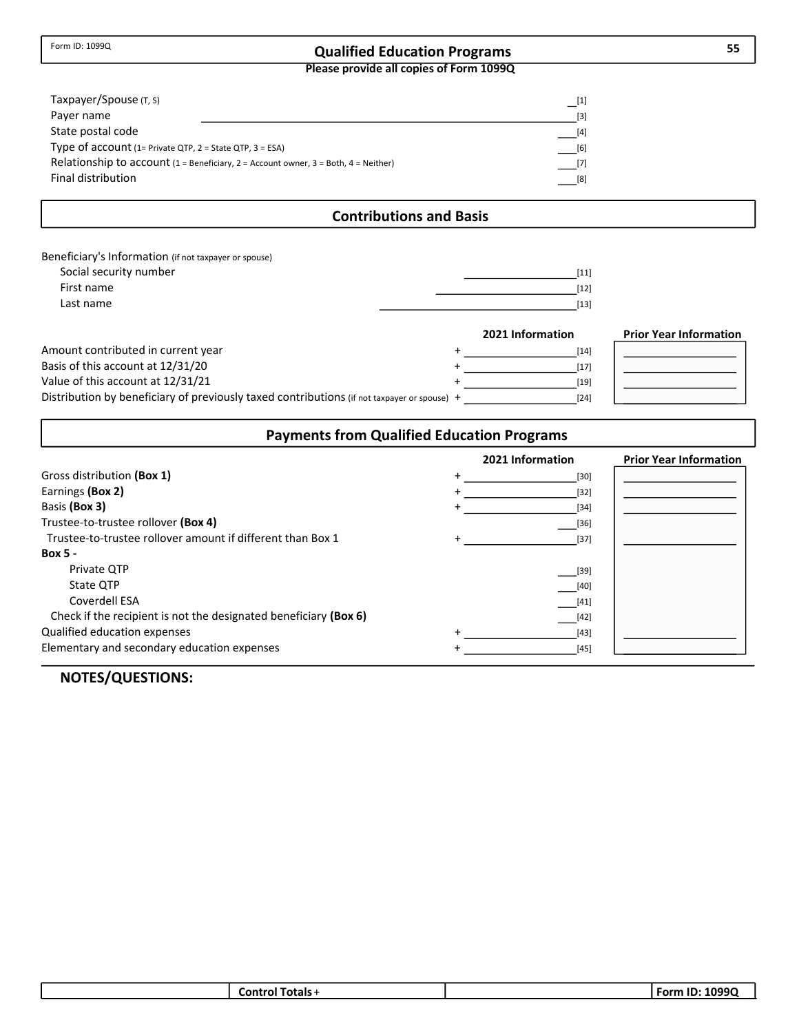Form ID: 1099Q

# Qualified Education Programs

**Please provide all copies of Form 1099Q**

| | |
|---|---|
| Taxpayer/Spouse (T, S) | __[1] |
| Payer name | ____________________[3] |
| State postal code | ___[4] |
| Type of account (1= Private QTP, 2 = State QTP, 3 = ESA) | ___[6] |
| Relationship to account (1 = Beneficiary, 2 = Account owner, 3 = Both, 4 = Neither) | ___[7] |
| Final distribution | ___[8] |

## Contributions and Basis

Beneficiary's Information (if not taxpayer or spouse)

| | |
|---|---|
| Social security number | ____________[11] |
| First name | ____________[12] |
| Last name | ____________[13] |

| | | 2021 Information | Prior Year Information |
|---|---|---|---|
| Amount contributed in current year | + | ____________[14] | |
| Basis of this account at 12/31/20 | + | ____________[17] | |
| Value of this account at 12/31/21 | + | ____________[19] | |
| Distribution by beneficiary of previously taxed contributions (if not taxpayer or spouse) | + | ____________[24] | |

## Payments from Qualified Education Programs

| | | 2021 Information | Prior Year Information |
|---|---|---|---|
| Gross distribution **(Box 1)** | + | ____________[30] | |
| Earnings **(Box 2)** | + | ____________[32] | |
| Basis **(Box 3)** | + | ____________[34] | |
| Trustee-to-trustee rollover **(Box 4)** | | ___[36] | |
| Trustee-to-trustee rollover amount if different than Box 1 | + | ____________[37] | |
| **Box 5 -** | | | |
| Private QTP | | ___[39] | |
| State QTP | | ___[40] | |
| Coverdell ESA | | ___[41] | |
| Check if the recipient is not the designated beneficiary **(Box 6)** | | ___[42] | |
| Qualified education expenses | + | ____________[43] | |
| Elementary and secondary education expenses | + | ____________[45] | |

**NOTES/QUESTIONS:**

| | Control Totals + | | Form ID: 1099Q |
|---|---|---|---|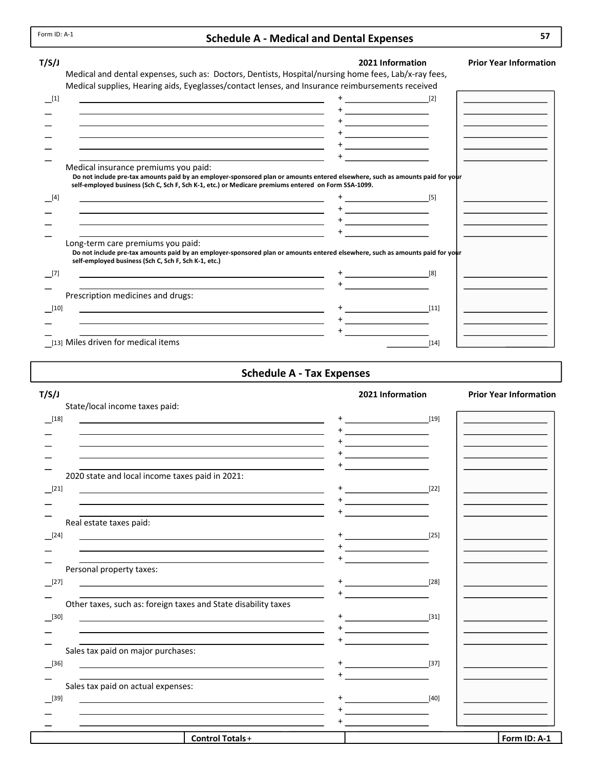Form ID: A-1

# Schedule A - Medical and Dental Expenses

| T/S/J | | 2021 Information | Prior Year Information |
|---|---|---|---|
| | Medical and dental expenses, such as: Doctors, Dentists, Hospital/nursing home fees, Lab/x-ray fees, Medical supplies, Hearing aids, Eyeglasses/contact lenses, and Insurance reimbursements received | | |
| [1] | | + [2] | |
| | | + | |
| | | + | |
| | | + | |
| | | + | |
| | | + | |
| | Medical insurance premiums you paid: **Do not include pre-tax amounts paid by an employer-sponsored plan or amounts entered elsewhere, such as amounts paid for your self-employed business (Sch C, Sch F, Sch K-1, etc.) or Medicare premiums entered on Form SSA-1099.** | | |
| [4] | | + [5] | |
| | | + | |
| | | + | |
| | | + | |
| | Long-term care premiums you paid: **Do not include pre-tax amounts paid by an employer-sponsored plan or amounts entered elsewhere, such as amounts paid for your self-employed business (Sch C, Sch F, Sch K-1, etc.)** | | |
| [7] | | + [8] | |
| | | + | |
| | Prescription medicines and drugs: | | |
| [10] | | + [11] | |
| | | + | |
| | | + | |
| [13] | Miles driven for medical items | [14] | |

# Schedule A - Tax Expenses

| T/S/J | | 2021 Information | Prior Year Information |
|---|---|---|---|
| | State/local income taxes paid: | | |
| [18] | | + [19] | |
| | | + | |
| | | + | |
| | | + | |
| | | + | |
| | 2020 state and local income taxes paid in 2021: | | |
| [21] | | + [22] | |
| | | + | |
| | | + | |
| | Real estate taxes paid: | | |
| [24] | | + [25] | |
| | | + | |
| | | + | |
| | Personal property taxes: | | |
| [27] | | + [28] | |
| | | + | |
| | Other taxes, such as: foreign taxes and State disability taxes | | |
| [30] | | + [31] | |
| | | + | |
| | | + | |
| | Sales tax paid on major purchases: | | |
| [36] | | + [37] | |
| | | + | |
| | Sales tax paid on actual expenses: | | |
| [39] | | + [40] | |
| | | + | |
| | | + | |

| | Control Totals + | | Form ID: A-1 |
|---|---|---|---|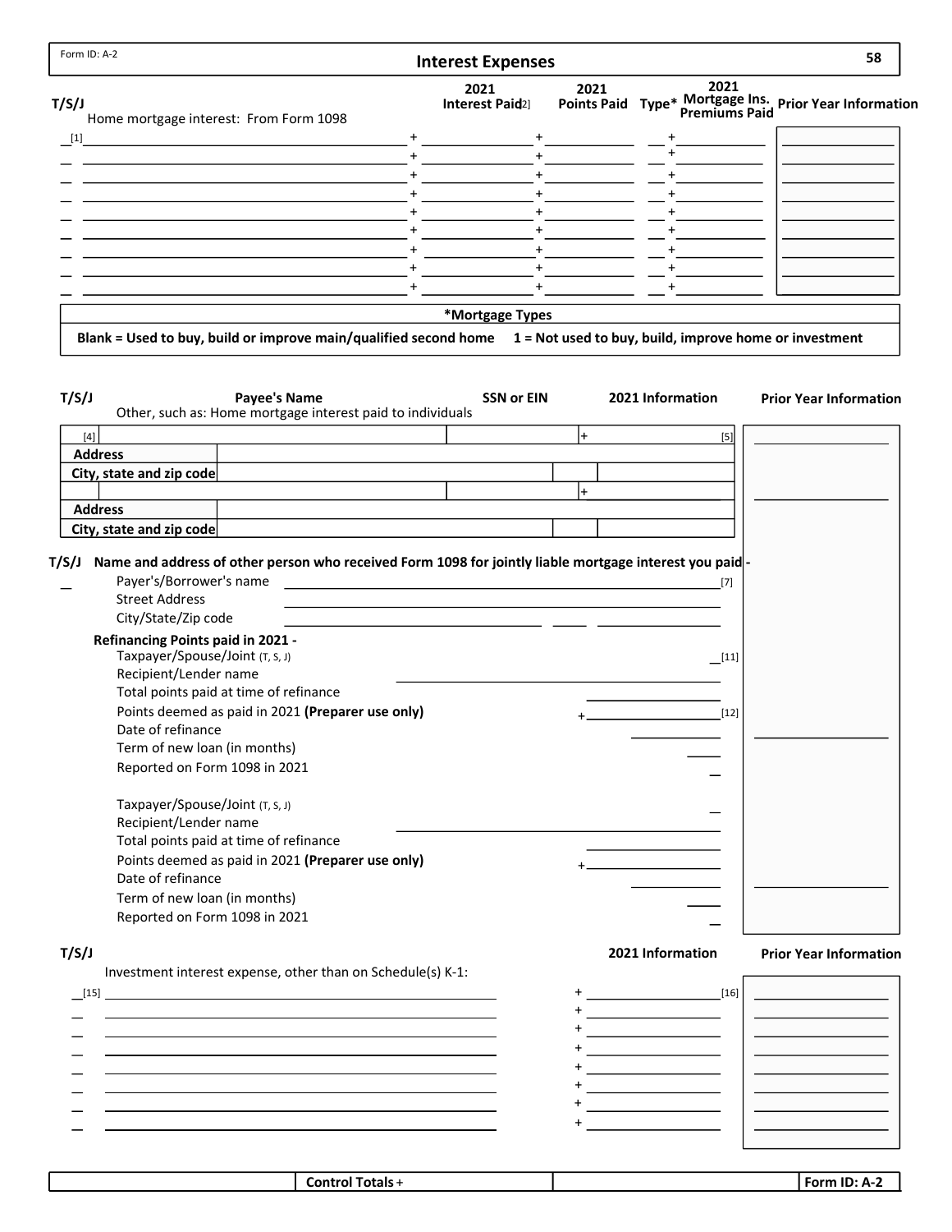Form ID: A-2

# Interest Expenses

58

| T/S/J | Home mortgage interest: From Form 1098 | 2021 Interest Paid[2] | 2021 Points Paid | Type* | 2021 Mortgage Ins. Premiums Paid | Prior Year Information |
|---|---|---|---|---|---|---|
| [1] | | + | + | | + | |
| | | + | + | | + | |
| | | + | + | | + | |
| | | + | + | | + | |
| | | + | + | | + | |
| | | + | + | | + | |
| | | + | + | | + | |
| | | + | + | | + | |
| | | + | + | | + | |

**\*Mortgage Types**

**Blank = Used to buy, build or improve main/qualified second home    1 = Not used to buy, build, improve home or investment**

| T/S/J | Payee's Name<br>Other, such as: Home mortgage interest paid to individuals | SSN or EIN | 2021 Information | Prior Year Information |
|---|---|---|---|---|
| [4] | | | + [5] | |
| **Address** | | | | |
| **City, state and zip code** | | | | |
| | | | + | |
| **Address** | | | | |
| **City, state and zip code** | | | | |

**T/S/J Name and address of other person who received Form 1098 for jointly liable mortgage interest you paid -**

Payer's/Borrower's name [7]

Street Address

City/State/Zip code

**Refinancing Points paid in 2021 -**

Taxpayer/Spouse/Joint (T, S, J) [11]

Recipient/Lender name

Total points paid at time of refinance

Points deemed as paid in 2021 **(Preparer use only)** + [12]

Date of refinance

Term of new loan (in months)

Reported on Form 1098 in 2021

Taxpayer/Spouse/Joint (T, S, J)

Recipient/Lender name

Total points paid at time of refinance

Points deemed as paid in 2021 **(Preparer use only)** +

Date of refinance

Term of new loan (in months)

Reported on Form 1098 in 2021

| T/S/J | Investment interest expense, other than on Schedule(s) K-1: | 2021 Information | Prior Year Information |
|---|---|---|---|
| [15] | | + [16] | |
| | | + | |
| | | + | |
| | | + | |
| | | + | |
| | | + | |
| | | + | |
| | | + | |

| | **Control Totals** + | | **Form ID: A-2** |
|---|---|---|---|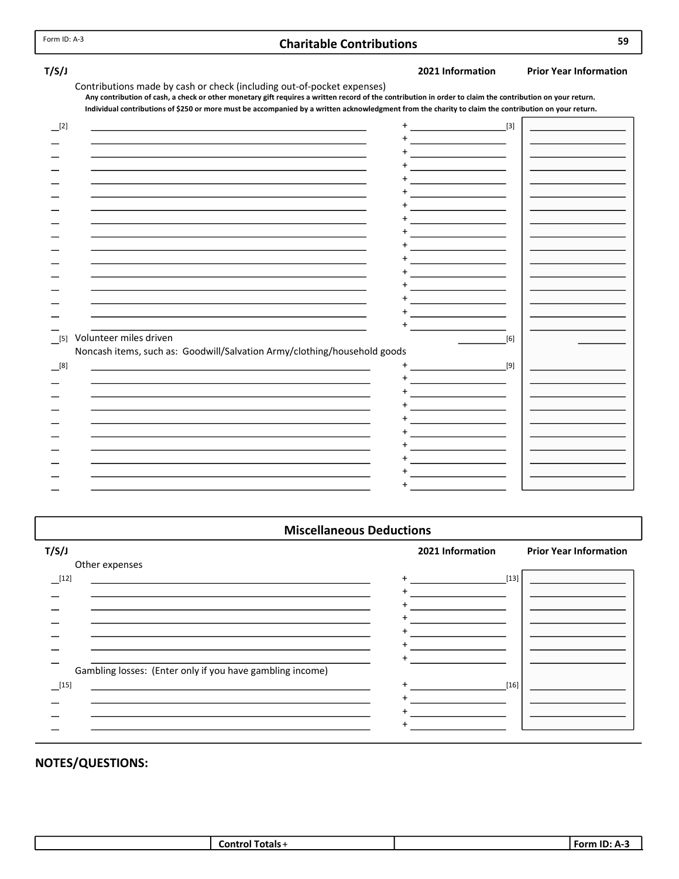Form ID: A-3

## Charitable Contributions

| T/S/J | | 2021 Information | Prior Year Information |
|---|---|---|---|
| | Contributions made by cash or check (including out-of-pocket expenses) | | |

**Any contribution of cash, a check or other monetary gift requires a written record of the contribution in order to claim the contribution on your return.**
**Individual contributions of $250 or more must be accompanied by a written acknowledgment from the charity to claim the contribution on your return.**

| T/S/J | Description | 2021 Information | Prior Year Information |
|---|---|---|---|
| [2] | | + [3] | |
| | | + | |
| | | + | |
| | | + | |
| | | + | |
| | | + | |
| | | + | |
| | | + | |
| | | + | |
| | | + | |
| | | + | |
| | | + | |
| | | + | |
| | | + | |
| | | + | |
| | | + | |
| [5] | Volunteer miles driven | [6] | |
| | Noncash items, such as: Goodwill/Salvation Army/clothing/household goods | | |
| [8] | | + [9] | |
| | | + | |
| | | + | |
| | | + | |
| | | + | |
| | | + | |
| | | + | |
| | | + | |
| | | + | |
| | | + | |

## Miscellaneous Deductions

| T/S/J | Description | 2021 Information | Prior Year Information |
|---|---|---|---|
| | Other expenses | | |
| [12] | | + [13] | |
| | | + | |
| | | + | |
| | | + | |
| | | + | |
| | | + | |
| | | + | |
| | Gambling losses: (Enter only if you have gambling income) | | |
| [15] | | + [16] | |
| | | + | |
| | | + | |
| | | + | |

**NOTES/QUESTIONS:**

| | Control Totals + | | Form ID: A-3 |
|---|---|---|---|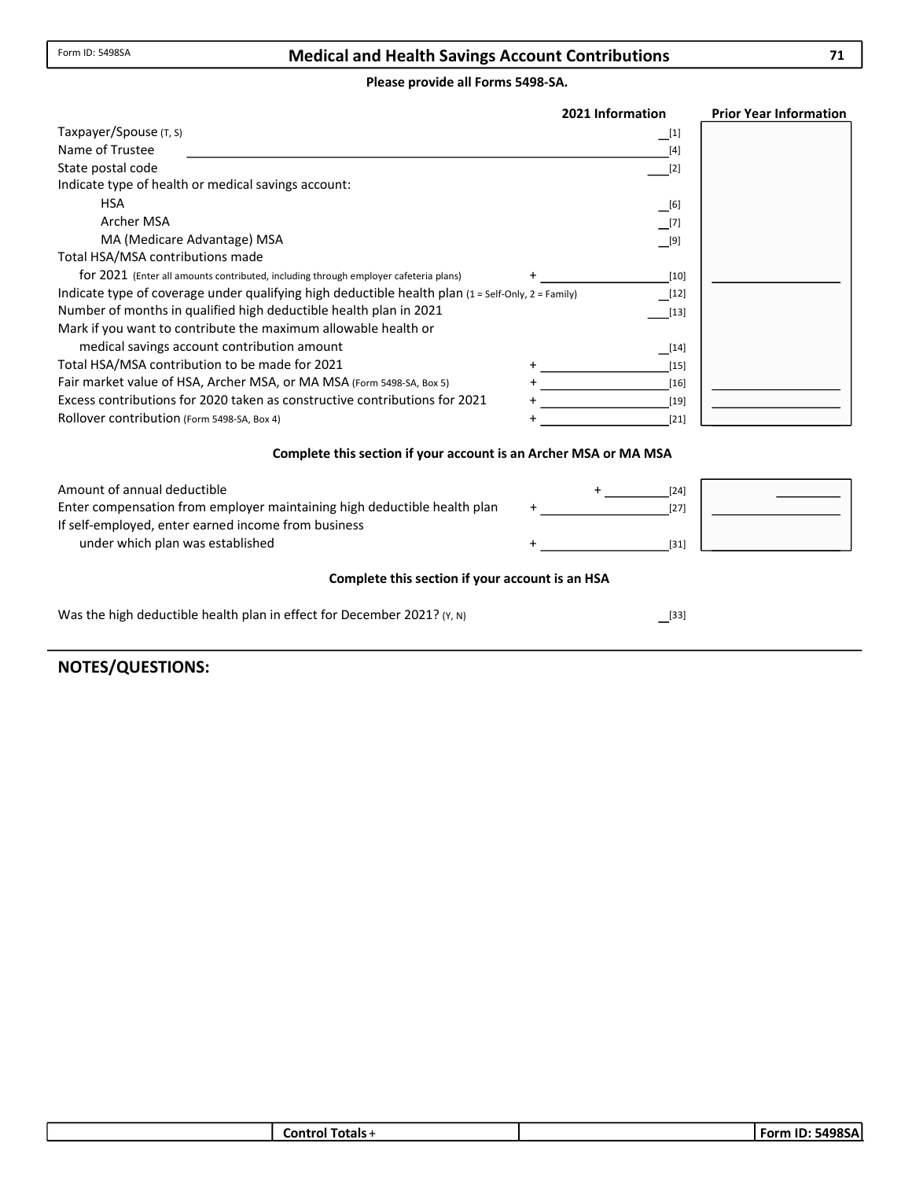Form ID: 5498SA

# Medical and Health Savings Account Contributions

**Please provide all Forms 5498-SA.**

| | | 2021 Information | Prior Year Information |
|---|---|---|---|
| Taxpayer/Spouse (T, S) | | __[1] | |
| Name of Trustee | | __[4] | |
| State postal code | | __[2] | |
| Indicate type of health or medical savings account: | | | |
| HSA | | __[6] | |
| Archer MSA | | __[7] | |
| MA (Medicare Advantage) MSA | | __[9] | |
| Total HSA/MSA contributions made for 2021 (Enter all amounts contributed, including through employer cafeteria plans) | + | __[10] | ______ |
| Indicate type of coverage under qualifying high deductible health plan (1 = Self-Only, 2 = Family) | | __[12] | |
| Number of months in qualified high deductible health plan in 2021 | | __[13] | |
| Mark if you want to contribute the maximum allowable health or medical savings account contribution amount | | __[14] | |
| Total HSA/MSA contribution to be made for 2021 | + | __[15] | |
| Fair market value of HSA, Archer MSA, or MA MSA (Form 5498-SA, Box 5) | + | __[16] | ______ |
| Excess contributions for 2020 taken as constructive contributions for 2021 | + | __[19] | ______ |
| Rollover contribution (Form 5498-SA, Box 4) | + | __[21] | |

**Complete this section if your account is an Archer MSA or MA MSA**

| | | 2021 Information | Prior Year Information |
|---|---|---|---|
| Amount of annual deductible | + | __[24] | ______ |
| Enter compensation from employer maintaining high deductible health plan | + | __[27] | ______ |
| If self-employed, enter earned income from business under which plan was established | + | __[31] | |

**Complete this section if your account is an HSA**

Was the high deductible health plan in effect for December 2021? (Y, N) __[33]

## NOTES/QUESTIONS:

| | Control Totals + | | Form ID: 5498SA |
|---|---|---|---|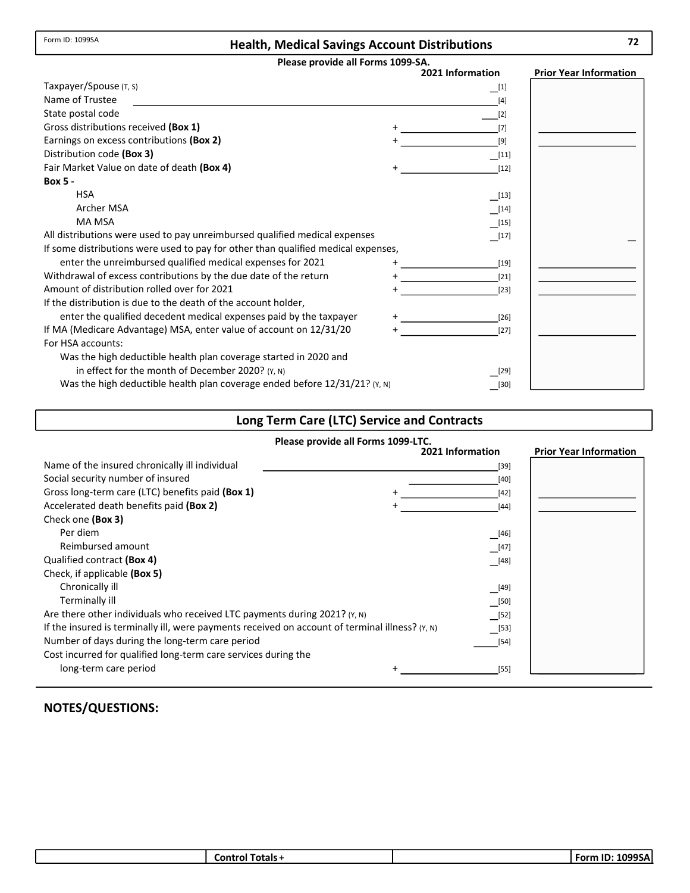Form ID: 1099SA

## Health, Medical Savings Account Distributions

**Please provide all Forms 1099-SA.**

| | | 2021 Information | Prior Year Information |
|---|---|---|---|
| Taxpayer/Spouse (T, S) | | __[1] | |
| Name of Trustee | | [4] | |
| State postal code | | ___[2] | |
| Gross distributions received **(Box 1)** | + | [7] | |
| Earnings on excess contributions **(Box 2)** | + | [9] | |
| Distribution code **(Box 3)** | | __[11] | |
| Fair Market Value on date of death **(Box 4)** | + | [12] | |
| **Box 5 -** | | | |
| HSA | | __[13] | |
| Archer MSA | | __[14] | |
| MA MSA | | __[15] | |
| All distributions were used to pay unreimbursed qualified medical expenses | | __[17] | __ |
| If some distributions were used to pay for other than qualified medical expenses, enter the unreimbursed qualified medical expenses for 2021 | + | [19] | |
| Withdrawal of excess contributions by the due date of the return | + | [21] | |
| Amount of distribution rolled over for 2021 | + | [23] | |
| If the distribution is due to the death of the account holder, enter the qualified decedent medical expenses paid by the taxpayer | + | [26] | |
| If MA (Medicare Advantage) MSA, enter value of account on 12/31/20 | + | [27] | |
| For HSA accounts: | | | |
| Was the high deductible health plan coverage started in 2020 and in effect for the month of December 2020? (Y, N) | | __[29] | |
| Was the high deductible health plan coverage ended before 12/31/21? (Y, N) | | __[30] | |

## Long Term Care (LTC) Service and Contracts

**Please provide all Forms 1099-LTC.**

| | | 2021 Information | Prior Year Information |
|---|---|---|---|
| Name of the insured chronically ill individual | | [39] | |
| Social security number of insured | | [40] | |
| Gross long-term care (LTC) benefits paid **(Box 1)** | + | [42] | |
| Accelerated death benefits paid **(Box 2)** | + | [44] | |
| Check one **(Box 3)** | | | |
| Per diem | | __[46] | |
| Reimbursed amount | | __[47] | |
| Qualified contract **(Box 4)** | | __[48] | |
| Check, if applicable **(Box 5)** | | | |
| Chronically ill | | __[49] | |
| Terminally ill | | __[50] | |
| Are there other individuals who received LTC payments during 2021? (Y, N) | | __[52] | |
| If the insured is terminally ill, were payments received on account of terminal illness? (Y, N) | | __[53] | |
| Number of days during the long-term care period | | _____[54] | |
| Cost incurred for qualified long-term care services during the long-term care period | + | [55] | |

### NOTES/QUESTIONS:

| | Control Totals + | | Form ID: 1099SA |
|---|---|---|---|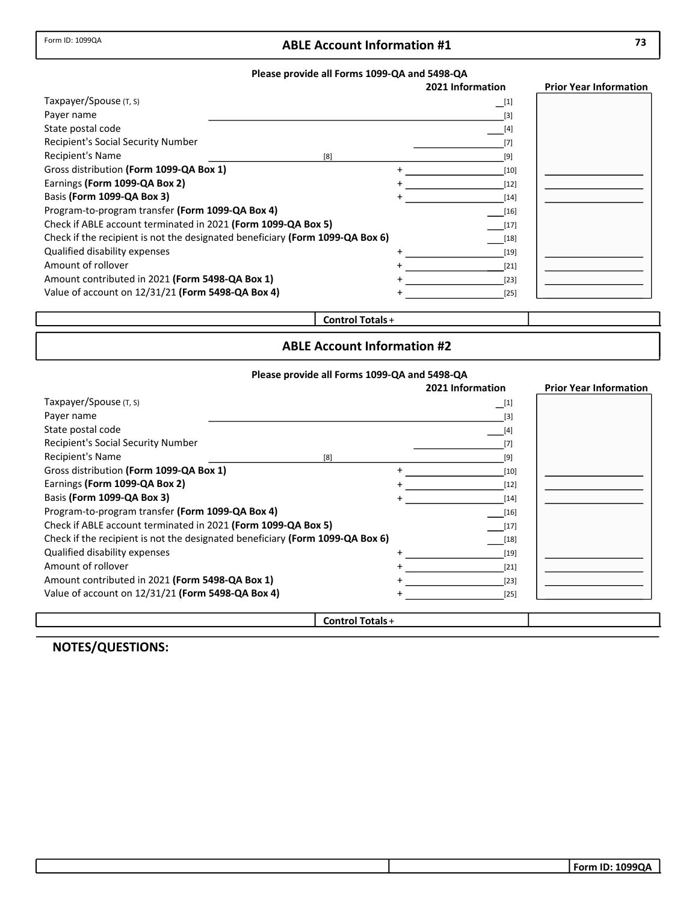Form ID: 1099QA

## ABLE Account Information #1

**Please provide all Forms 1099-QA and 5498-QA**

| | | 2021 Information | Prior Year Information |
|---|---|---|---|
| Taxpayer/Spouse (T, S) | | [1] | |
| Payer name | | [3] | |
| State postal code | | [4] | |
| Recipient's Social Security Number | | [7] | |
| Recipient's Name | [8] | [9] | |
| Gross distribution **(Form 1099-QA Box 1)** | + | [10] | |
| Earnings **(Form 1099-QA Box 2)** | + | [12] | |
| Basis **(Form 1099-QA Box 3)** | + | [14] | |
| Program-to-program transfer **(Form 1099-QA Box 4)** | | [16] | |
| Check if ABLE account terminated in 2021 **(Form 1099-QA Box 5)** | | [17] | |
| Check if the recipient is not the designated beneficiary **(Form 1099-QA Box 6)** | | [18] | |
| Qualified disability expenses | + | [19] | |
| Amount of rollover | + | [21] | |
| Amount contributed in 2021 **(Form 5498-QA Box 1)** | + | [23] | |
| Value of account on 12/31/21 **(Form 5498-QA Box 4)** | + | [25] | |

**Control Totals** +

## ABLE Account Information #2

**Please provide all Forms 1099-QA and 5498-QA**

| | | 2021 Information | Prior Year Information |
|---|---|---|---|
| Taxpayer/Spouse (T, S) | | [1] | |
| Payer name | | [3] | |
| State postal code | | [4] | |
| Recipient's Social Security Number | | [7] | |
| Recipient's Name | [8] | [9] | |
| Gross distribution **(Form 1099-QA Box 1)** | + | [10] | |
| Earnings **(Form 1099-QA Box 2)** | + | [12] | |
| Basis **(Form 1099-QA Box 3)** | + | [14] | |
| Program-to-program transfer **(Form 1099-QA Box 4)** | | [16] | |
| Check if ABLE account terminated in 2021 **(Form 1099-QA Box 5)** | | [17] | |
| Check if the recipient is not the designated beneficiary **(Form 1099-QA Box 6)** | | [18] | |
| Qualified disability expenses | + | [19] | |
| Amount of rollover | + | [21] | |
| Amount contributed in 2021 **(Form 5498-QA Box 1)** | + | [23] | |
| Value of account on 12/31/21 **(Form 5498-QA Box 4)** | + | [25] | |

**Control Totals** +

## NOTES/QUESTIONS:

Form ID: 1099QA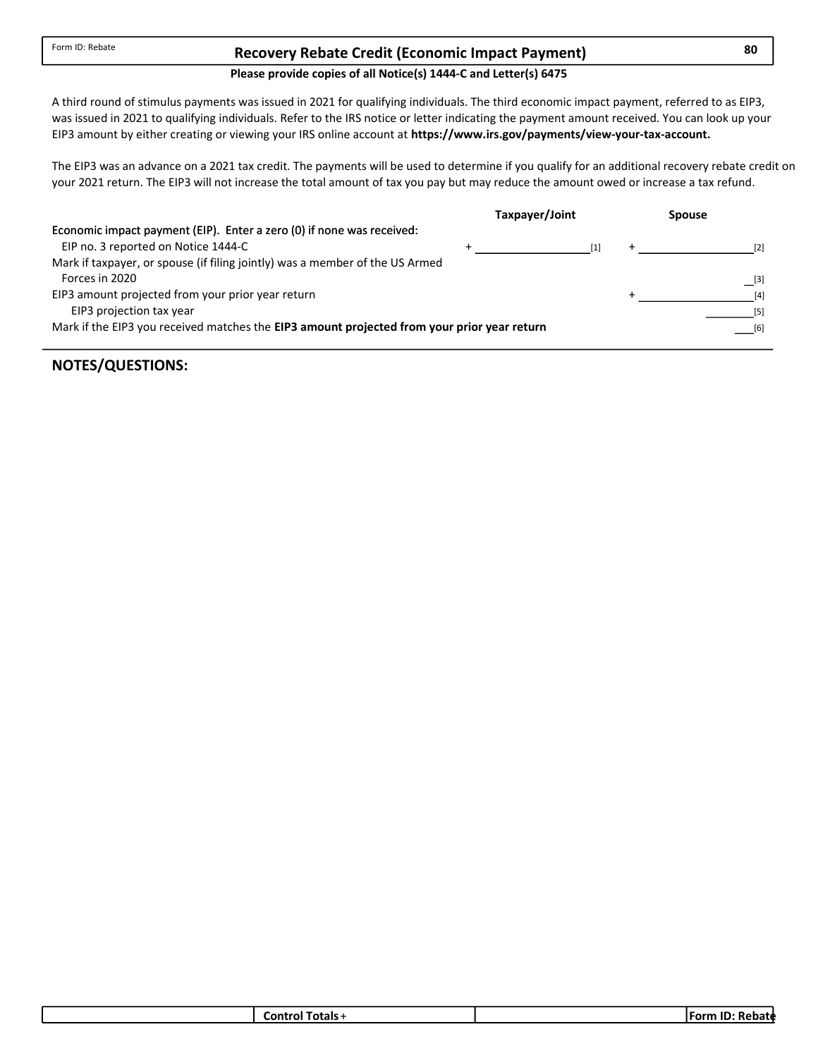Form ID: Rebate

# Recovery Rebate Credit (Economic Impact Payment)

**Please provide copies of all Notice(s) 1444-C and Letter(s) 6475**

A third round of stimulus payments was issued in 2021 for qualifying individuals. The third economic impact payment, referred to as EIP3, was issued in 2021 to qualifying individuals. Refer to the IRS notice or letter indicating the payment amount received. You can look up your EIP3 amount by either creating or viewing your IRS online account at **https://www.irs.gov/payments/view-your-tax-account.**

The EIP3 was an advance on a 2021 tax credit. The payments will be used to determine if you qualify for an additional recovery rebate credit on your 2021 return. The EIP3 will not increase the total amount of tax you pay but may reduce the amount owed or increase a tax refund.

| | Taxpayer/Joint | Spouse |
|---|---|---|
| Economic impact payment (EIP). Enter a zero (0) if none was received: | | |
| EIP no. 3 reported on Notice 1444-C | + ____________ [1] | + ____________ [2] |
| Mark if taxpayer, or spouse (if filing jointly) was a member of the US Armed Forces in 2020 | | __ [3] |
| EIP3 amount projected from your prior year return | | + ____________ [4] |
| EIP3 projection tax year | | ________ [5] |
| Mark if the EIP3 you received matches the **EIP3 amount projected from your prior year return** | | ___ [6] |

## NOTES/QUESTIONS:

| | Control Totals + | | Form ID: Rebate |
|---|---|---|---|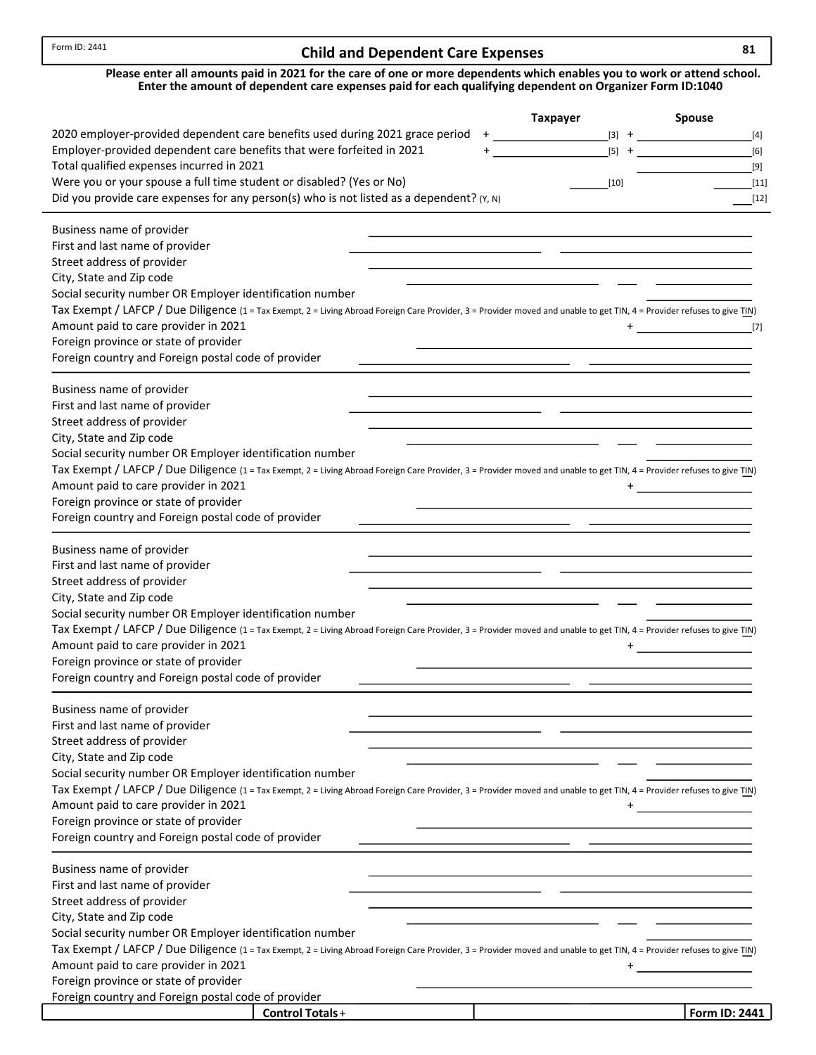Form ID: 2441

# Child and Dependent Care Expenses

81

**Please enter all amounts paid in 2021 for the care of one or more dependents which enables you to work or attend school. Enter the amount of dependent care expenses paid for each qualifying dependent on Organizer Form ID:1040**

| | Taxpayer | Spouse |
|---|---|---|
| 2020 employer-provided dependent care benefits used during 2021 grace period | + ________ [3] | + ________ [4] |
| Employer-provided dependent care benefits that were forfeited in 2021 | + ________ [5] | + ________ [6] |
| Total qualified expenses incurred in 2021 | | ________ [9] |
| Were you or your spouse a full time student or disabled? (Yes or No) | ________ [10] | ________ [11] |
| Did you provide care expenses for any person(s) who is not listed as a dependent? (Y, N) | | ___ [12] |

Business name of provider ________
First and last name of provider ________ ________
Street address of provider ________
City, State and Zip code ________ ___ ________
Social security number OR Employer identification number ________
Tax Exempt / LAFCP / Due Diligence (1 = Tax Exempt, 2 = Living Abroad Foreign Care Provider, 3 = Provider moved and unable to get TIN, 4 = Provider refuses to give TIN)
Amount paid to care provider in 2021 + ________ [7]
Foreign province or state of provider ________
Foreign country and Foreign postal code of provider ________ ________

---

Business name of provider ________
First and last name of provider ________ ________
Street address of provider ________
City, State and Zip code ________ ___ ________
Social security number OR Employer identification number ________
Tax Exempt / LAFCP / Due Diligence (1 = Tax Exempt, 2 = Living Abroad Foreign Care Provider, 3 = Provider moved and unable to get TIN, 4 = Provider refuses to give TIN)
Amount paid to care provider in 2021 + ________
Foreign province or state of provider ________
Foreign country and Foreign postal code of provider ________ ________

---

Business name of provider ________
First and last name of provider ________ ________
Street address of provider ________
City, State and Zip code ________ ___ ________
Social security number OR Employer identification number ________
Tax Exempt / LAFCP / Due Diligence (1 = Tax Exempt, 2 = Living Abroad Foreign Care Provider, 3 = Provider moved and unable to get TIN, 4 = Provider refuses to give TIN)
Amount paid to care provider in 2021 + ________
Foreign province or state of provider ________
Foreign country and Foreign postal code of provider ________ ________

---

Business name of provider ________
First and last name of provider ________ ________
Street address of provider ________
City, State and Zip code ________ ___ ________
Social security number OR Employer identification number ________
Tax Exempt / LAFCP / Due Diligence (1 = Tax Exempt, 2 = Living Abroad Foreign Care Provider, 3 = Provider moved and unable to get TIN, 4 = Provider refuses to give TIN)
Amount paid to care provider in 2021 + ________
Foreign province or state of provider ________
Foreign country and Foreign postal code of provider ________ ________

---

Business name of provider ________
First and last name of provider ________ ________
Street address of provider ________
City, State and Zip code ________ ___ ________
Social security number OR Employer identification number ________
Tax Exempt / LAFCP / Due Diligence (1 = Tax Exempt, 2 = Living Abroad Foreign Care Provider, 3 = Provider moved and unable to get TIN, 4 = Provider refuses to give TIN)
Amount paid to care provider in 2021 + ________
Foreign province or state of provider ________
Foreign country and Foreign postal code of provider ________ ________

| | Control Totals + | | Form ID: 2441 |
|---|---|---|---|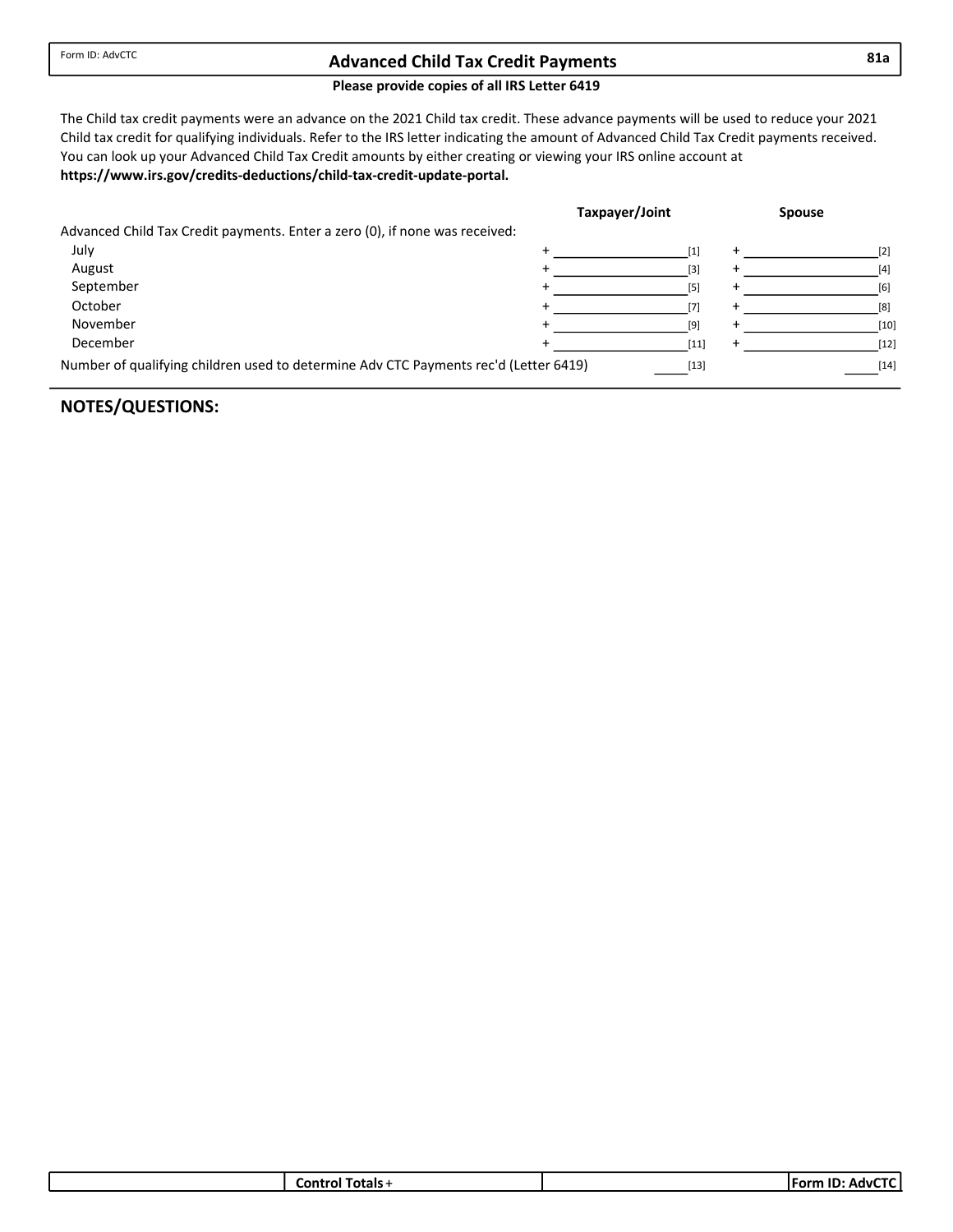Form ID: AdvCTC

# Advanced Child Tax Credit Payments

**81a**

**Please provide copies of all IRS Letter 6419**

The Child tax credit payments were an advance on the 2021 Child tax credit. These advance payments will be used to reduce your 2021 Child tax credit for qualifying individuals. Refer to the IRS letter indicating the amount of Advanced Child Tax Credit payments received. You can look up your Advanced Child Tax Credit amounts by either creating or viewing your IRS online account at **https://www.irs.gov/credits-deductions/child-tax-credit-update-portal.**

| | Taxpayer/Joint | Spouse |
|---|---|---|
| Advanced Child Tax Credit payments. Enter a zero (0), if none was received: | | |
| July | + ____ [1] | + ____ [2] |
| August | + ____ [3] | + ____ [4] |
| September | + ____ [5] | + ____ [6] |
| October | + ____ [7] | + ____ [8] |
| November | + ____ [9] | + ____ [10] |
| December | + ____ [11] | + ____ [12] |
| Number of qualifying children used to determine Adv CTC Payments rec'd (Letter 6419) | ____ [13] | ____ [14] |

## NOTES/QUESTIONS:

| | Control Totals + | | Form ID: AdvCTC |
|---|---|---|---|